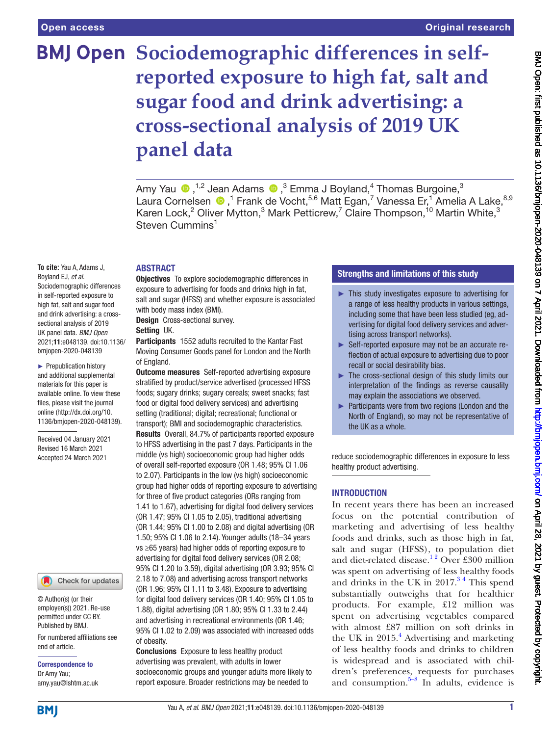Open access

Original research

# Sociodemographic differences in self-reported exposure to high fat, salt and sugar food and drink advertising: a cross-sectional analysis of 2019 UK panel data

Amy Yau [1,2], Jean Adams [3], Emma J Boyland [4], Thomas Burgoine [3], Laura Cornelsen [1], Frank de Vocht [5,6], Matt Egan [7], Vanessa Er [1], Amelia A Lake [8,9], Karen Lock [2], Oliver Mytton [3], Mark Petticrew [7], Claire Thompson [10], Martin White [3], Steven Cummins [1]

**To cite:** Yau A, Adams J, Boyland EJ, *et al*. Sociodemographic differences in self-reported exposure to high fat, salt and sugar food and drink advertising: a cross-sectional analysis of 2019 UK panel data. *BMJ Open* 2021;**11**:e048139. doi:10.1136/bmjopen-2020-048139

► Prepublication history and additional supplemental materials for this paper is available online. To view these files, please visit the journal online (http://dx.doi.org/10.1136/bmjopen-2020-048139).

Received 04 January 2021
Revised 16 March 2021
Accepted 24 March 2021

© Author(s) (or their employer(s)) 2021. Re-use permitted under CC BY. Published by BMJ.

For numbered affiliations see end of article.

**Correspondence to**
Dr Amy Yau;
amy.yau@lshtm.ac.uk

## ABSTRACT

**Objectives** To explore sociodemographic differences in exposure to advertising for foods and drinks high in fat, salt and sugar (HFSS) and whether exposure is associated with body mass index (BMI).

**Design** Cross-sectional survey.

**Setting** UK.

**Participants** 1552 adults recruited to the Kantar Fast Moving Consumer Goods panel for London and the North of England.

**Outcome measures** Self-reported advertising exposure stratified by product/service advertised (processed HFSS foods; sugary drinks; sugary cereals; sweet snacks; fast food or digital food delivery services) and advertising setting (traditional; digital; recreational; functional or transport); BMI and sociodemographic characteristics.

**Results** Overall, 84.7% of participants reported exposure to HFSS advertising in the past 7 days. Participants in the middle (vs high) socioeconomic group had higher odds of overall self-reported exposure (OR 1.48; 95% CI 1.06 to 2.07). Participants in the low (vs high) socioeconomic group had higher odds of reporting exposure to advertising for three of five product categories (ORs ranging from 1.41 to 1.67), advertising for digital food delivery services (OR 1.47; 95% CI 1.05 to 2.05), traditional advertising (OR 1.44; 95% CI 1.00 to 2.08) and digital advertising (OR 1.50; 95% CI 1.06 to 2.14). Younger adults (18–34 years vs ≥65 years) had higher odds of reporting exposure to advertising for digital food delivery services (OR 2.08; 95% CI 1.20 to 3.59), digital advertising (OR 3.93; 95% CI 2.18 to 7.08) and advertising across transport networks (OR 1.96; 95% CI 1.11 to 3.48). Exposure to advertising for digital food delivery services (OR 1.40; 95% CI 1.05 to 1.88), digital advertising (OR 1.80; 95% CI 1.33 to 2.44) and advertising in recreational environments (OR 1.46; 95% CI 1.02 to 2.09) was associated with increased odds of obesity.

**Conclusions** Exposure to less healthy product advertising was prevalent, with adults in lower socioeconomic groups and younger adults more likely to report exposure. Broader restrictions may be needed to reduce sociodemographic differences in exposure to less healthy product advertising.

## Strengths and limitations of this study

- ► This study investigates exposure to advertising for a range of less healthy products in various settings, including some that have been less studied (eg, advertising for digital food delivery services and advertising across transport networks).
- ► Self-reported exposure may not be an accurate reflection of actual exposure to advertising due to poor recall or social desirability bias.
- ► The cross-sectional design of this study limits our interpretation of the findings as reverse causality may explain the associations we observed.
- ► Participants were from two regions (London and the North of England), so may not be representative of the UK as a whole.

## INTRODUCTION

In recent years there has been an increased focus on the potential contribution of marketing and advertising of less healthy foods and drinks, such as those high in fat, salt and sugar (HFSS), to population diet and diet-related disease.[1,2] Over £300 million was spent on advertising of less healthy foods and drinks in the UK in 2017.[3,4] This spend substantially outweighs that for healthier products. For example, £12 million was spent on advertising vegetables compared with almost £87 million on soft drinks in the UK in 2015.[4] Advertising and marketing of less healthy foods and drinks to children is widespread and is associated with children's preferences, requests for purchases and consumption.[5–8] In adults, evidence is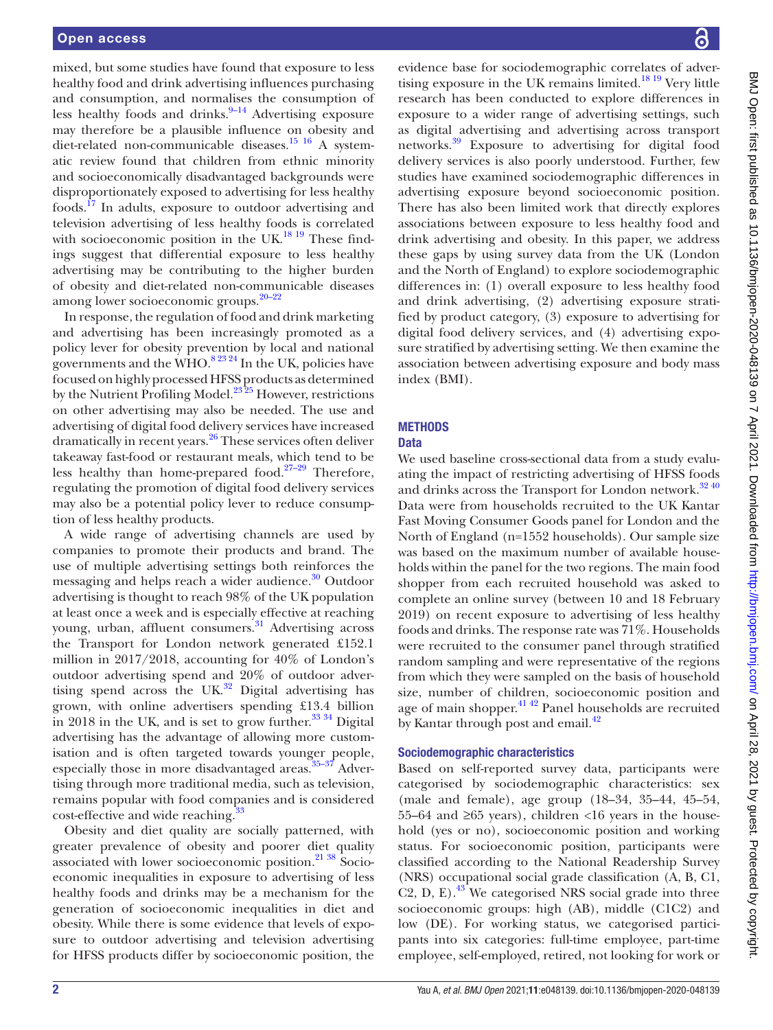mixed, but some studies have found that exposure to less healthy food and drink advertising influences purchasing and consumption, and normalises the consumption of less healthy foods and drinks.[9–14] Advertising exposure may therefore be a plausible influence on obesity and diet-related non-communicable diseases.[15 16] A systematic review found that children from ethnic minority and socioeconomically disadvantaged backgrounds were disproportionately exposed to advertising for less healthy foods.[17] In adults, exposure to outdoor advertising and television advertising of less healthy foods is correlated with socioeconomic position in the UK.[18 19] These findings suggest that differential exposure to less healthy advertising may be contributing to the higher burden of obesity and diet-related non-communicable diseases among lower socioeconomic groups.[20–22]

In response, the regulation of food and drink marketing and advertising has been increasingly promoted as a policy lever for obesity prevention by local and national governments and the WHO.[8 23 24] In the UK, policies have focused on highly processed HFSS products as determined by the Nutrient Profiling Model.[23 25] However, restrictions on other advertising may also be needed. The use and advertising of digital food delivery services have increased dramatically in recent years.[26] These services often deliver takeaway fast-food or restaurant meals, which tend to be less healthy than home-prepared food.[27–29] Therefore, regulating the promotion of digital food delivery services may also be a potential policy lever to reduce consumption of less healthy products.

A wide range of advertising channels are used by companies to promote their products and brand. The use of multiple advertising settings both reinforces the messaging and helps reach a wider audience.[30] Outdoor advertising is thought to reach 98% of the UK population at least once a week and is especially effective at reaching young, urban, affluent consumers.[31] Advertising across the Transport for London network generated £152.1 million in 2017/2018, accounting for 40% of London's outdoor advertising spend and 20% of outdoor advertising spend across the UK.[32] Digital advertising has grown, with online advertisers spending £13.4 billion in 2018 in the UK, and is set to grow further.[33 34] Digital advertising has the advantage of allowing more customisation and is often targeted towards younger people, especially those in more disadvantaged areas.[35–37] Advertising through more traditional media, such as television, remains popular with food companies and is considered cost-effective and wide reaching.[33]

Obesity and diet quality are socially patterned, with greater prevalence of obesity and poorer diet quality associated with lower socioeconomic position.[21 38] Socioeconomic inequalities in exposure to advertising of less healthy foods and drinks may be a mechanism for the generation of socioeconomic inequalities in diet and obesity. While there is some evidence that levels of exposure to outdoor advertising and television advertising for HFSS products differ by socioeconomic position, the evidence base for sociodemographic correlates of advertising exposure in the UK remains limited.[18 19] Very little research has been conducted to explore differences in exposure to a wider range of advertising settings, such as digital advertising and advertising across transport networks.[39] Exposure to advertising for digital food delivery services is also poorly understood. Further, few studies have examined sociodemographic differences in advertising exposure beyond socioeconomic position. There has also been limited work that directly explores associations between exposure to less healthy food and drink advertising and obesity. In this paper, we address these gaps by using survey data from the UK (London and the North of England) to explore sociodemographic differences in: (1) overall exposure to less healthy food and drink advertising, (2) advertising exposure stratified by product category, (3) exposure to advertising for digital food delivery services, and (4) advertising exposure stratified by advertising setting. We then examine the association between advertising exposure and body mass index (BMI).

## METHODS

### Data

We used baseline cross-sectional data from a study evaluating the impact of restricting advertising of HFSS foods and drinks across the Transport for London network.[32 40] Data were from households recruited to the UK Kantar Fast Moving Consumer Goods panel for London and the North of England (n=1552 households). Our sample size was based on the maximum number of available households within the panel for the two regions. The main food shopper from each recruited household was asked to complete an online survey (between 10 and 18 February 2019) on recent exposure to advertising of less healthy foods and drinks. The response rate was 71%. Households were recruited to the consumer panel through stratified random sampling and were representative of the regions from which they were sampled on the basis of household size, number of children, socioeconomic position and age of main shopper.[41 42] Panel households are recruited by Kantar through post and email.[42]

### Sociodemographic characteristics

Based on self-reported survey data, participants were categorised by sociodemographic characteristics: sex (male and female), age group (18–34, 35–44, 45–54, 55–64 and ≥65 years), children <16 years in the household (yes or no), socioeconomic position and working status. For socioeconomic position, participants were classified according to the National Readership Survey (NRS) occupational social grade classification (A, B, C1, C2, D, E).[43] We categorised NRS social grade into three socioeconomic groups: high (AB), middle (C1C2) and low (DE). For working status, we categorised participants into six categories: full-time employee, part-time employee, self-employed, retired, not looking for work or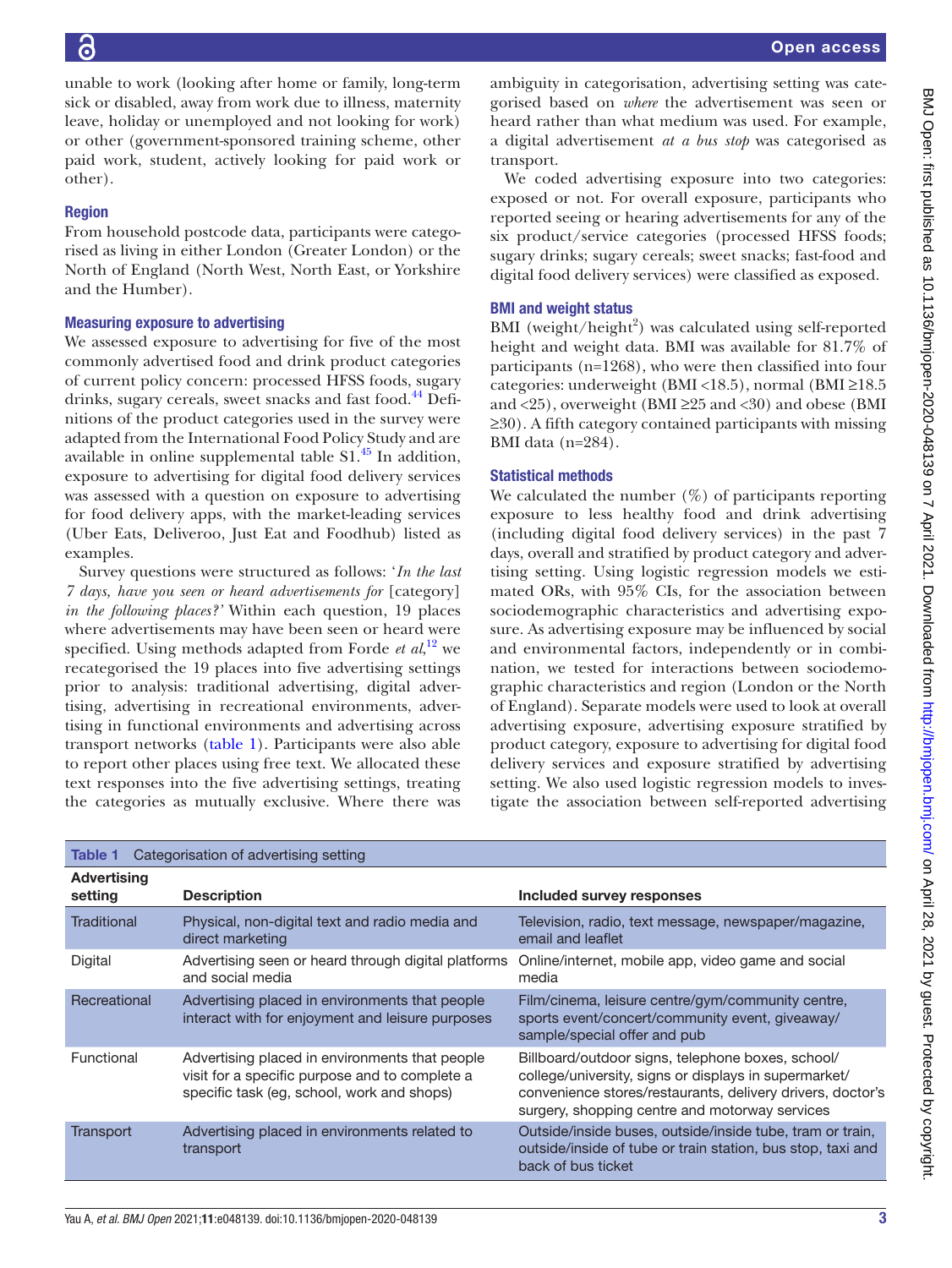unable to work (looking after home or family, long-term sick or disabled, away from work due to illness, maternity leave, holiday or unemployed and not looking for work) or other (government-sponsored training scheme, other paid work, student, actively looking for paid work or other).

### Region

From household postcode data, participants were categorised as living in either London (Greater London) or the North of England (North West, North East, or Yorkshire and the Humber).

### Measuring exposure to advertising

We assessed exposure to advertising for five of the most commonly advertised food and drink product categories of current policy concern: processed HFSS foods, sugary drinks, sugary cereals, sweet snacks and fast food.[44] Definitions of the product categories used in the survey were adapted from the International Food Policy Study and are available in online supplemental table S1.[45] In addition, exposure to advertising for digital food delivery services was assessed with a question on exposure to advertising for food delivery apps, with the market-leading services (Uber Eats, Deliveroo, Just Eat and Foodhub) listed as examples.

Survey questions were structured as follows: '*In the last 7 days, have you seen or heard advertisements for* [category] *in the following places?*' Within each question, 19 places where advertisements may have been seen or heard were specified. Using methods adapted from Forde *et al*,[12] we recategorised the 19 places into five advertising settings prior to analysis: traditional advertising, digital advertising, advertising in recreational environments, advertising in functional environments and advertising across transport networks (table 1). Participants were also able to report other places using free text. We allocated these text responses into the five advertising settings, treating the categories as mutually exclusive. Where there was ambiguity in categorisation, advertising setting was categorised based on *where* the advertisement was seen or heard rather than what medium was used. For example, a digital advertisement *at a bus stop* was categorised as transport.

We coded advertising exposure into two categories: exposed or not. For overall exposure, participants who reported seeing or hearing advertisements for any of the six product/service categories (processed HFSS foods; sugary drinks; sugary cereals; sweet snacks; fast-food and digital food delivery services) were classified as exposed.

### BMI and weight status

BMI (weight/height$^2$) was calculated using self-reported height and weight data. BMI was available for 81.7% of participants (n=1268), who were then classified into four categories: underweight (BMI <18.5), normal (BMI ≥18.5 and <25), overweight (BMI ≥25 and <30) and obese (BMI ≥30). A fifth category contained participants with missing BMI data (n=284).

### Statistical methods

We calculated the number (%) of participants reporting exposure to less healthy food and drink advertising (including digital food delivery services) in the past 7 days, overall and stratified by product category and advertising setting. Using logistic regression models we estimated ORs, with 95% CIs, for the association between sociodemographic characteristics and advertising exposure. As advertising exposure may be influenced by social and environmental factors, independently or in combination, we tested for interactions between sociodemographic characteristics and region (London or the North of England). Separate models were used to look at overall advertising exposure, advertising exposure stratified by product category, exposure to advertising for digital food delivery services and exposure stratified by advertising setting. We also used logistic regression models to investigate the association between self-reported advertising

Table 1 Categorisation of advertising setting

| Advertising setting | Description | Included survey responses |
|---|---|---|
| Traditional | Physical, non-digital text and radio media and direct marketing | Television, radio, text message, newspaper/magazine, email and leaflet |
| Digital | Advertising seen or heard through digital platforms and social media | Online/internet, mobile app, video game and social media |
| Recreational | Advertising placed in environments that people interact with for enjoyment and leisure purposes | Film/cinema, leisure centre/gym/community centre, sports event/concert/community event, giveaway/sample/special offer and pub |
| Functional | Advertising placed in environments that people visit for a specific purpose and to complete a specific task (eg, school, work and shops) | Billboard/outdoor signs, telephone boxes, school/college/university, signs or displays in supermarket/convenience stores/restaurants, delivery drivers, doctor's surgery, shopping centre and motorway services |
| Transport | Advertising placed in environments related to transport | Outside/inside buses, outside/inside tube, tram or train, outside/inside of tube or train station, bus stop, taxi and back of bus ticket |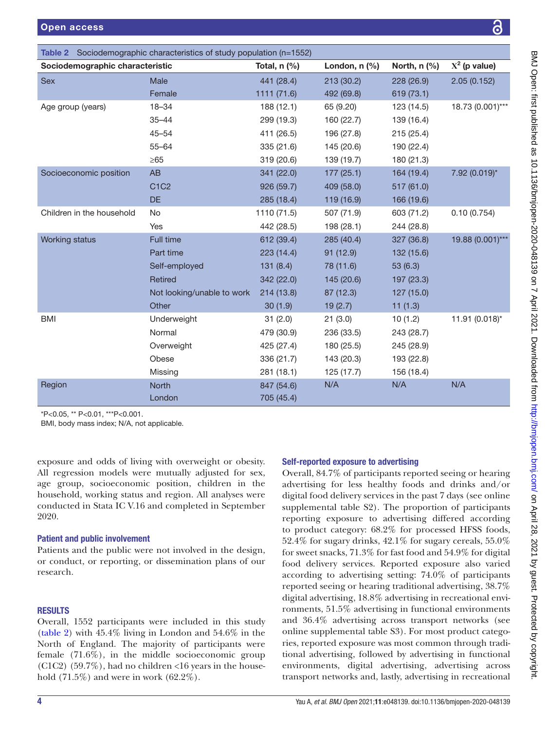Table 2 Sociodemographic characteristics of study population (n=1552)

| Sociodemographic characteristic | | Total, n (%) | London, n (%) | North, n (%) | $X^2$ (p value) |
|---|---|---|---|---|---|
| Sex | Male | 441 (28.4) | 213 (30.2) | 228 (26.9) | 2.05 (0.152) |
| | Female | 1111 (71.6) | 492 (69.8) | 619 (73.1) | |
| Age group (years) | 18–34 | 188 (12.1) | 65 (9.20) | 123 (14.5) | 18.73 (0.001)*** |
| | 35–44 | 299 (19.3) | 160 (22.7) | 139 (16.4) | |
| | 45–54 | 411 (26.5) | 196 (27.8) | 215 (25.4) | |
| | 55–64 | 335 (21.6) | 145 (20.6) | 190 (22.4) | |
| | ≥65 | 319 (20.6) | 139 (19.7) | 180 (21.3) | |
| Socioeconomic position | AB | 341 (22.0) | 177 (25.1) | 164 (19.4) | 7.92 (0.019)* |
| | C1C2 | 926 (59.7) | 409 (58.0) | 517 (61.0) | |
| | DE | 285 (18.4) | 119 (16.9) | 166 (19.6) | |
| Children in the household | No | 1110 (71.5) | 507 (71.9) | 603 (71.2) | 0.10 (0.754) |
| | Yes | 442 (28.5) | 198 (28.1) | 244 (28.8) | |
| Working status | Full time | 612 (39.4) | 285 (40.4) | 327 (36.8) | 19.88 (0.001)*** |
| | Part time | 223 (14.4) | 91 (12.9) | 132 (15.6) | |
| | Self-employed | 131 (8.4) | 78 (11.6) | 53 (6.3) | |
| | Retired | 342 (22.0) | 145 (20.6) | 197 (23.3) | |
| | Not looking/unable to work | 214 (13.8) | 87 (12.3) | 127 (15.0) | |
| | Other | 30 (1.9) | 19 (2.7) | 11 (1.3) | |
| BMI | Underweight | 31 (2.0) | 21 (3.0) | 10 (1.2) | 11.91 (0.018)* |
| | Normal | 479 (30.9) | 236 (33.5) | 243 (28.7) | |
| | Overweight | 425 (27.4) | 180 (25.5) | 245 (28.9) | |
| | Obese | 336 (21.7) | 143 (20.3) | 193 (22.8) | |
| | Missing | 281 (18.1) | 125 (17.7) | 156 (18.4) | |
| Region | North | 847 (54.6) | N/A | N/A | N/A |
| | London | 705 (45.4) | | | |

*P<0.05, ** P<0.01, ***P<0.001.

BMI, body mass index; N/A, not applicable.

exposure and odds of living with overweight or obesity. All regression models were mutually adjusted for sex, age group, socioeconomic position, children in the household, working status and region. All analyses were conducted in Stata IC V.16 and completed in September 2020.

### Patient and public involvement

Patients and the public were not involved in the design, or conduct, or reporting, or dissemination plans of our research.

## RESULTS

Overall, 1552 participants were included in this study (table 2) with 45.4% living in London and 54.6% in the North of England. The majority of participants were female (71.6%), in the middle socioeconomic group (C1C2) (59.7%), had no children <16 years in the household (71.5%) and were in work (62.2%).

### Self-reported exposure to advertising

Overall, 84.7% of participants reported seeing or hearing advertising for less healthy foods and drinks and/or digital food delivery services in the past 7 days (see online supplemental table S2). The proportion of participants reporting exposure to advertising differed according to product category: 68.2% for processed HFSS foods, 52.4% for sugary drinks, 42.1% for sugary cereals, 55.0% for sweet snacks, 71.3% for fast food and 54.9% for digital food delivery services. Reported exposure also varied according to advertising setting: 74.0% of participants reported seeing or hearing traditional advertising, 38.7% digital advertising, 18.8% advertising in recreational environments, 51.5% advertising in functional environments and 36.4% advertising across transport networks (see online supplemental table S3). For most product categories, reported exposure was most common through traditional advertising, followed by advertising in functional environments, digital advertising, advertising across transport networks and, lastly, advertising in recreational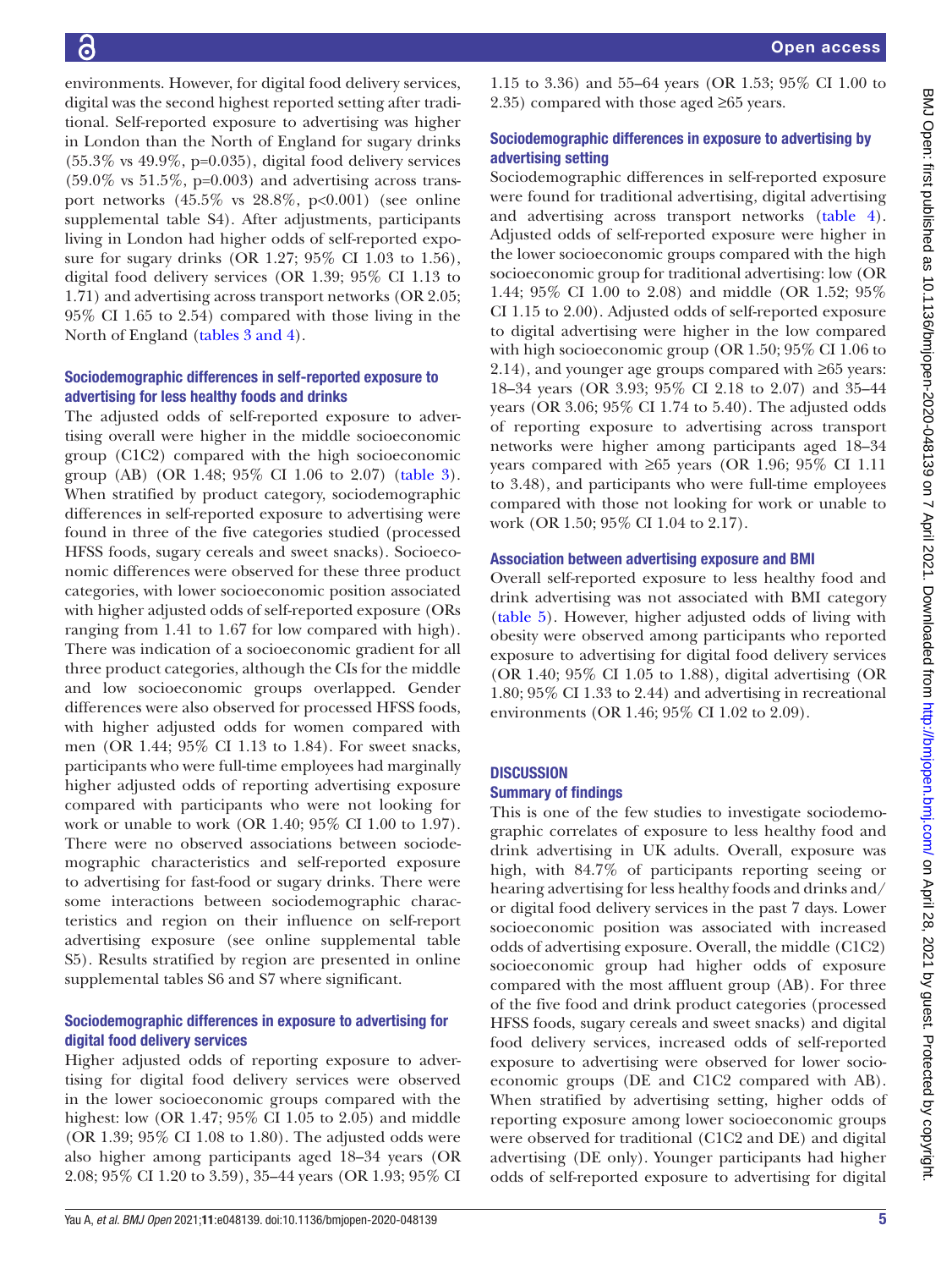environments. However, for digital food delivery services, digital was the second highest reported setting after traditional. Self-reported exposure to advertising was higher in London than the North of England for sugary drinks (55.3% vs 49.9%, p=0.035), digital food delivery services (59.0% vs 51.5%, p=0.003) and advertising across transport networks (45.5% vs 28.8%, p<0.001) (see online supplemental table S4). After adjustments, participants living in London had higher odds of self-reported exposure for sugary drinks (OR 1.27; 95% CI 1.03 to 1.56), digital food delivery services (OR 1.39; 95% CI 1.13 to 1.71) and advertising across transport networks (OR 2.05; 95% CI 1.65 to 2.54) compared with those living in the North of England (tables 3 and 4).

### Sociodemographic differences in self-reported exposure to advertising for less healthy foods and drinks

The adjusted odds of self-reported exposure to advertising overall were higher in the middle socioeconomic group (C1C2) compared with the high socioeconomic group (AB) (OR 1.48; 95% CI 1.06 to 2.07) (table 3). When stratified by product category, sociodemographic differences in self-reported exposure to advertising were found in three of the five categories studied (processed HFSS foods, sugary cereals and sweet snacks). Socioeconomic differences were observed for these three product categories, with lower socioeconomic position associated with higher adjusted odds of self-reported exposure (ORs ranging from 1.41 to 1.67 for low compared with high). There was indication of a socioeconomic gradient for all three product categories, although the CIs for the middle and low socioeconomic groups overlapped. Gender differences were also observed for processed HFSS foods, with higher adjusted odds for women compared with men (OR 1.44; 95% CI 1.13 to 1.84). For sweet snacks, participants who were full-time employees had marginally higher adjusted odds of reporting advertising exposure compared with participants who were not looking for work or unable to work (OR 1.40; 95% CI 1.00 to 1.97). There were no observed associations between sociodemographic characteristics and self-reported exposure to advertising for fast-food or sugary drinks. There were some interactions between sociodemographic characteristics and region on their influence on self-report advertising exposure (see online supplemental table S5). Results stratified by region are presented in online supplemental tables S6 and S7 where significant.

### Sociodemographic differences in exposure to advertising for digital food delivery services

Higher adjusted odds of reporting exposure to advertising for digital food delivery services were observed in the lower socioeconomic groups compared with the highest: low (OR 1.47; 95% CI 1.05 to 2.05) and middle (OR 1.39; 95% CI 1.08 to 1.80). The adjusted odds were also higher among participants aged 18–34 years (OR 2.08; 95% CI 1.20 to 3.59), 35–44 years (OR 1.93; 95% CI 1.15 to 3.36) and 55–64 years (OR 1.53; 95% CI 1.00 to 2.35) compared with those aged ≥65 years.

### Sociodemographic differences in exposure to advertising by advertising setting

Sociodemographic differences in self-reported exposure were found for traditional advertising, digital advertising and advertising across transport networks (table 4). Adjusted odds of self-reported exposure were higher in the lower socioeconomic groups compared with the high socioeconomic group for traditional advertising: low (OR 1.44; 95% CI 1.00 to 2.08) and middle (OR 1.52; 95% CI 1.15 to 2.00). Adjusted odds of self-reported exposure to digital advertising were higher in the low compared with high socioeconomic group (OR 1.50; 95% CI 1.06 to 2.14), and younger age groups compared with ≥65 years: 18–34 years (OR 3.93; 95% CI 2.18 to 2.07) and 35–44 years (OR 3.06; 95% CI 1.74 to 5.40). The adjusted odds of reporting exposure to advertising across transport networks were higher among participants aged 18–34 years compared with ≥65 years (OR 1.96; 95% CI 1.11 to 3.48), and participants who were full-time employees compared with those not looking for work or unable to work (OR 1.50; 95% CI 1.04 to 2.17).

### Association between advertising exposure and BMI

Overall self-reported exposure to less healthy food and drink advertising was not associated with BMI category (table 5). However, higher adjusted odds of living with obesity were observed among participants who reported exposure to advertising for digital food delivery services (OR 1.40; 95% CI 1.05 to 1.88), digital advertising (OR 1.80; 95% CI 1.33 to 2.44) and advertising in recreational environments (OR 1.46; 95% CI 1.02 to 2.09).

## DISCUSSION

### Summary of findings

This is one of the few studies to investigate sociodemographic correlates of exposure to less healthy food and drink advertising in UK adults. Overall, exposure was high, with 84.7% of participants reporting seeing or hearing advertising for less healthy foods and drinks and/or digital food delivery services in the past 7 days. Lower socioeconomic position was associated with increased odds of advertising exposure. Overall, the middle (C1C2) socioeconomic group had higher odds of exposure compared with the most affluent group (AB). For three of the five food and drink product categories (processed HFSS foods, sugary cereals and sweet snacks) and digital food delivery services, increased odds of self-reported exposure to advertising were observed for lower socioeconomic groups (DE and C1C2 compared with AB). When stratified by advertising setting, higher odds of reporting exposure among lower socioeconomic groups were observed for traditional (C1C2 and DE) and digital advertising (DE only). Younger participants had higher odds of self-reported exposure to advertising for digital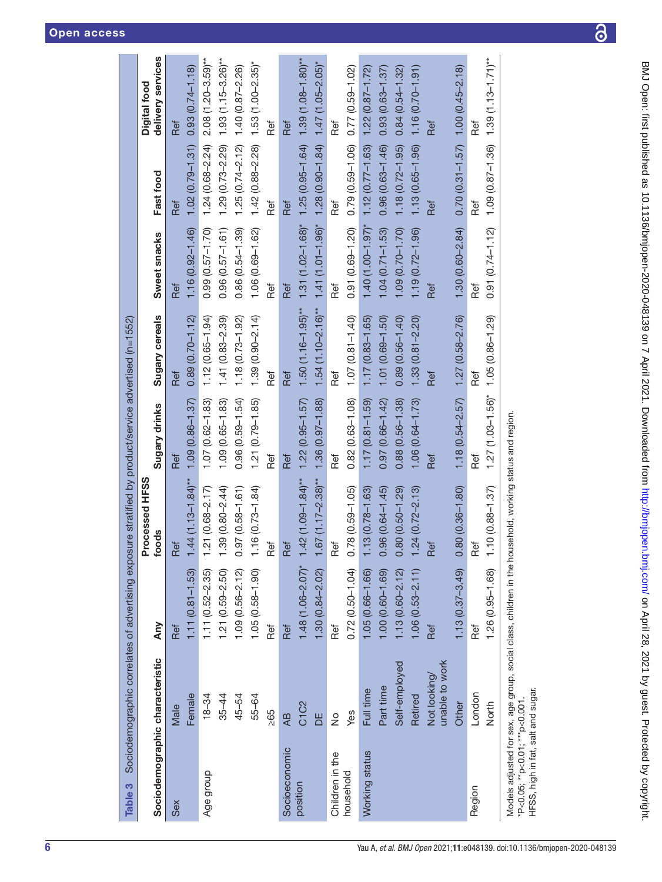**Table 3** Sociodemographic correlates of advertising exposure stratified by product/service advertised (n=1552)

| Sociodemographic characteristic | | Any | Processed HFSS foods | Sugary drinks | Sugary cereals | Sweet snacks | Fast food | Digital food delivery services |
|---|---|---|---|---|---|---|---|---|
| Sex | Male | Ref | Ref | Ref | Ref | Ref | Ref | Ref |
| | Female | 1.11 (0.81–1.53) | 1.44 (1.13–1.84)** | 1.09 (0.86–1.37) | 0.89 (0.70–1.12) | 1.16 (0.92–1.46) | 1.02 (0.79–1.31) | 0.93 (0.74–1.18) |
| Age group | 18–34 | 1.11 (0.52–2.35) | 1.21 (0.68–2.17) | 1.07 (0.62–1.83) | 1.12 (0.65–1.94) | 0.99 (0.57–1.70) | 1.24 (0.68–2.24) | 2.08 (1.20–3.59)** |
| | 35–44 | 1.21 (0.59–2.50) | 1.39 (0.80–2.44) | 1.09 (0.65–1.83) | 1.41 (0.83–2.39) | 0.96 (0.57–1.61) | 1.29 (0.73–2.29) | 1.93 (1.15–3.26)** |
| | 45–54 | 1.09 (0.56–2.12) | 0.97 (0.58–1.61) | 0.96 (0.59–1.54) | 1.18 (0.73–1.92) | 0.86 (0.54–1.39) | 1.25 (0.74–2.12) | 1.40 (0.87–2.26) |
| | 55–64 | 1.05 (0.58–1.90) | 1.16 (0.73–1.84) | 1.21 (0.79–1.85) | 1.39 (0.90–2.14) | 1.06 (0.69–1.62) | 1.42 (0.88–2.28) | 1.53 (1.00–2.35)* |
| | ≥65 | Ref | Ref | Ref | Ref | Ref | Ref | Ref |
| Socioeconomic position | AB | Ref | Ref | Ref | Ref | Ref | Ref | Ref |
| | C1C2 | 1.48 (1.06–2.07)* | 1.42 (1.09–1.84)** | 1.22 (0.95–1.57) | 1.50 (1.16–1.95)** | 1.31 (1.02–1.68)* | 1.25 (0.95–1.64) | 1.39 (1.08–1.80)** |
| | DE | 1.30 (0.84–2.02) | 1.67 (1.17–2.38)** | 1.36 (0.97–1.88) | 1.54 (1.10–2.16)** | 1.41 (1.01–1.96)* | 1.28 (0.90–1.84) | 1.47 (1.05–2.05)* |
| Children in the household | No | Ref | Ref | Ref | Ref | Ref | Ref | Ref |
| | Yes | 0.72 (0.50–1.04) | 0.78 (0.59–1.05) | 0.82 (0.63–1.08) | 1.07 (0.81–1.40) | 0.91 (0.69–1.20) | 0.79 (0.59–1.06) | 0.77 (0.59–1.02) |
| Working status | Full time | 1.05 (0.66–1.66) | 1.13 (0.78–1.63) | 1.17 (0.81–1.59) | 1.17 (0.83–1.65) | 1.40 (1.00–1.97)* | 1.12 (0.77–1.63) | 1.22 (0.87–1.72) |
| | Part time | 1.00 (0.60–1.69) | 0.96 (0.64–1.45) | 0.97 (0.66–1.42) | 1.01 (0.69–1.50) | 1.04 (0.71–1.53) | 0.96 (0.63–1.46) | 0.93 (0.63–1.37) |
| | Self-employed | 1.13 (0.60–2.12) | 0.80 (0.50–1.29) | 0.88 (0.56–1.38) | 0.89 (0.56–1.40) | 1.09 (0.70–1.70) | 1.18 (0.72–1.95) | 0.84 (0.54–1.32) |
| | Retired | 1.06 (0.53–2.11) | 1.24 (0.72–2.13) | 1.06 (0.64–1.73) | 1.33 (0.81–2.20) | 1.19 (0.72–1.96) | 1.13 (0.65–1.96) | 1.16 (0.70–1.91) |
| | Not looking/ unable to work | Ref | Ref | Ref | Ref | Ref | Ref | Ref |
| | Other | 1.13 (0.37–3.49) | 0.80 (0.36–1.80) | 1.18 (0.54–2.57) | 1.27 (0.58–2.76) | 1.30 (0.60–2.84) | 0.70 (0.31–1.57) | 1.00 (0.45–2.18) |
| Region | London | Ref | Ref | Ref | Ref | Ref | Ref | Ref |
| | North | 1.26 (0.95–1.68) | 1.10 (0.88–1.37) | 1.27 (1.03–1.56)* | 1.05 (0.86–1.29) | 0.91 (0.74–1.12) | 1.09 (0.87–1.36) | 1.39 (1.13–1.71)** |

Models adjusted for sex, age group, social class, children in the household, working status and region.
*P<0.05; **p<0.01; ***p<0.001.
HFSS, high in fat, salt and sugar.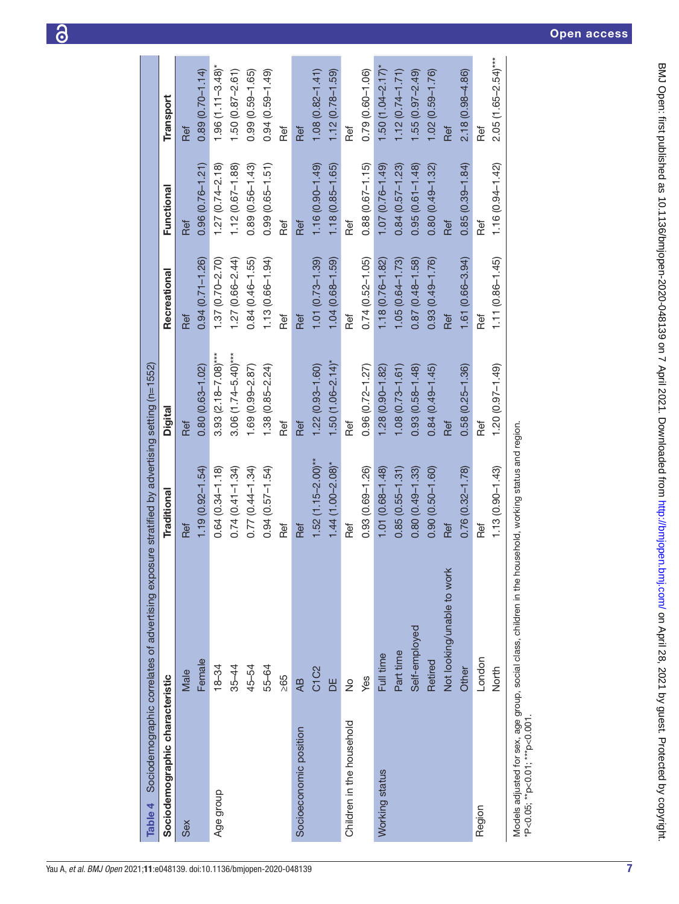**Table 4** Sociodemographic correlates of advertising exposure stratified by advertising setting (n=1552)

| Sociodemographic characteristic | | Traditional | Digital | Recreational | Functional | Transport |
|---|---|---|---|---|---|---|
| Sex | Male | Ref | Ref | Ref | Ref | Ref |
| | Female | 1.19 (0.92–1.54) | 0.80 (0.63–1.02) | 0.94 (0.71–1.26) | 0.96 (0.76–1.21) | 0.89 (0.70–1.14) |
| Age group | 18–34 | 0.64 (0.34–1.18) | 3.93 (2.18–7.08)*** | 1.37 (0.70–2.70) | 1.27 (0.74–2.18) | 1.96 (1.11–3.48)* |
| | 35–44 | 0.74 (0.41–1.34) | 3.06 (1.74–5.40)*** | 1.27 (0.66–2.44) | 1.12 (0.67–1.88) | 1.50 (0.87–2.61) |
| | 45–54 | 0.77 (0.44–1.34) | 1.69 (0.99–2.87) | 0.84 (0.46–1.55) | 0.89 (0.56–1.43) | 0.99 (0.59–1.65) |
| | 55–64 | 0.94 (0.57–1.54) | 1.38 (0.85–2.24) | 1.13 (0.66–1.94) | 0.99 (0.65–1.51) | 0.94 (0.59–1.49) |
| | ≥65 | Ref | Ref | Ref | Ref | Ref |
| Socioeconomic position | AB | Ref | Ref | Ref | Ref | Ref |
| | C1C2 | 1.52 (1.15–2.00)** | 1.22 (0.93–1.60) | 1.01 (0.73–1.39) | 1.16 (0.90–1.49) | 1.08 (0.82–1.41) |
| | DE | 1.44 (1.00–2.08)* | 1.50 (1.06–2.14)* | 1.04 (0.68–1.59) | 1.18 (0.85–1.65) | 1.12 (0.78–1.59) |
| Children in the household | No | Ref | Ref | Ref | Ref | Ref |
| | Yes | 0.93 (0.69–1.26) | 0.96 (0.72–1.27) | 0.74 (0.52–1.05) | 0.88 (0.67–1.15) | 0.79 (0.60–1.06) |
| Working status | Full time | 1.01 (0.68–1.48) | 1.28 (0.90–1.82) | 1.18 (0.76–1.82) | 1.07 (0.76–1.49) | 1.50 (1.04–2.17)* |
| | Part time | 0.85 (0.55–1.31) | 1.08 (0.73–1.61) | 1.05 (0.64–1.73) | 0.84 (0.57–1.23) | 1.12 (0.74–1.71) |
| | Self-employed | 0.80 (0.49–1.33) | 0.93 (0.58–1.48) | 0.87 (0.48–1.58) | 0.95 (0.61–1.48) | 1.55 (0.97–2.49) |
| | Retired | 0.90 (0.50–1.60) | 0.84 (0.49–1.45) | 0.93 (0.49–1.76) | 0.80 (0.49–1.32) | 1.02 (0.59–1.76) |
| | Not looking/unable to work | Ref | Ref | Ref | Ref | Ref |
| | Other | 0.76 (0.32–1.78) | 0.58 (0.25–1.36) | 1.61 (0.66–3.94) | 0.85 (0.39–1.84) | 2.18 (0.98–4.86) |
| Region | London | Ref | Ref | Ref | Ref | Ref |
| | North | 1.13 (0.90–1.43) | 1.20 (0.97–1.49) | 1.11 (0.86–1.45) | 1.16 (0.94–1.42) | 2.05 (1.65–2.54)*** |

Models adjusted for sex, age group, social class, children in the household, working status and region.
*P<0.05; **p<0.01; ***p<0.001.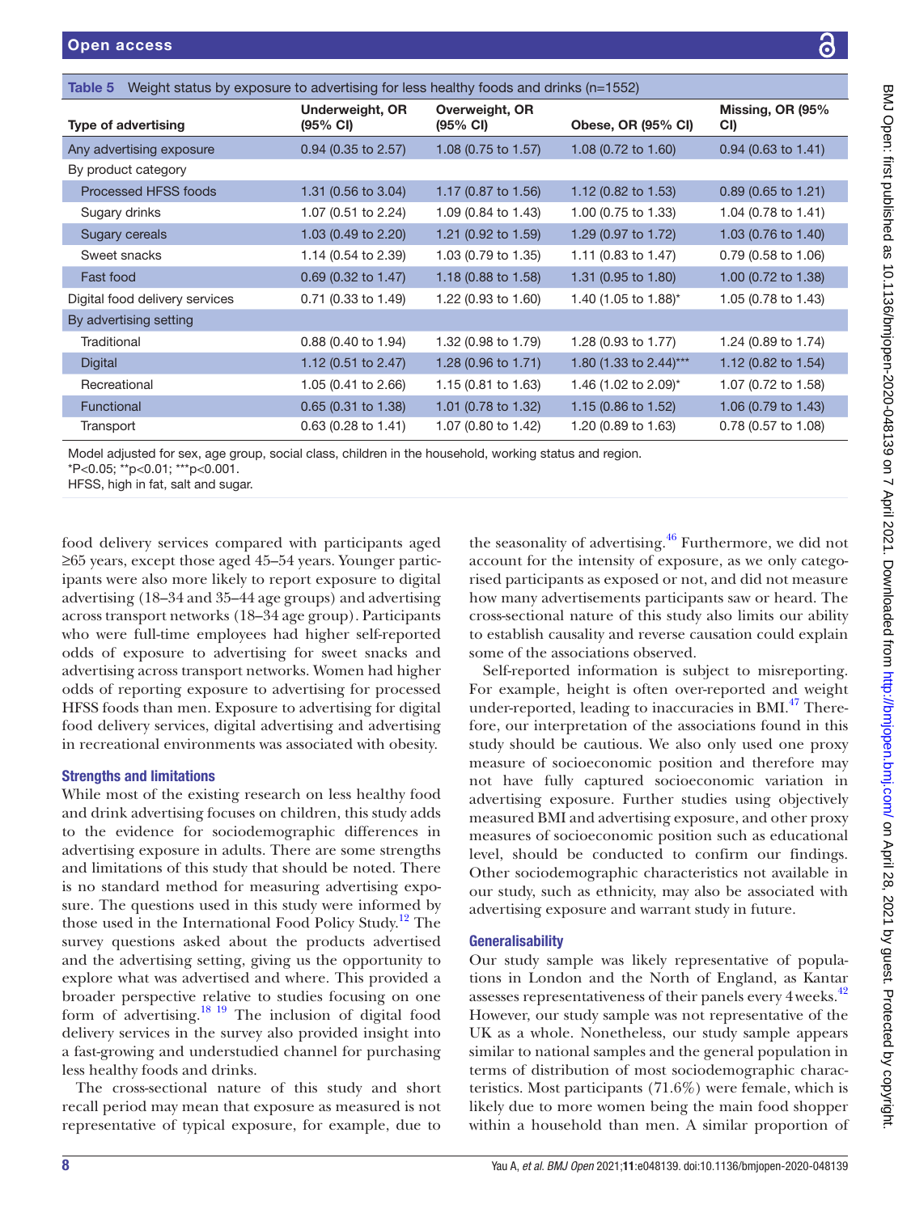Table 5 Weight status by exposure to advertising for less healthy foods and drinks (n=1552)

| Type of advertising | Underweight, OR (95% CI) | Overweight, OR (95% CI) | Obese, OR (95% CI) | Missing, OR (95% CI) |
|---|---|---|---|---|
| Any advertising exposure | 0.94 (0.35 to 2.57) | 1.08 (0.75 to 1.57) | 1.08 (0.72 to 1.60) | 0.94 (0.63 to 1.41) |
| By product category | | | | |
| Processed HFSS foods | 1.31 (0.56 to 3.04) | 1.17 (0.87 to 1.56) | 1.12 (0.82 to 1.53) | 0.89 (0.65 to 1.21) |
| Sugary drinks | 1.07 (0.51 to 2.24) | 1.09 (0.84 to 1.43) | 1.00 (0.75 to 1.33) | 1.04 (0.78 to 1.41) |
| Sugary cereals | 1.03 (0.49 to 2.20) | 1.21 (0.92 to 1.59) | 1.29 (0.97 to 1.72) | 1.03 (0.76 to 1.40) |
| Sweet snacks | 1.14 (0.54 to 2.39) | 1.03 (0.79 to 1.35) | 1.11 (0.83 to 1.47) | 0.79 (0.58 to 1.06) |
| Fast food | 0.69 (0.32 to 1.47) | 1.18 (0.88 to 1.58) | 1.31 (0.95 to 1.80) | 1.00 (0.72 to 1.38) |
| Digital food delivery services | 0.71 (0.33 to 1.49) | 1.22 (0.93 to 1.60) | 1.40 (1.05 to 1.88)* | 1.05 (0.78 to 1.43) |
| By advertising setting | | | | |
| Traditional | 0.88 (0.40 to 1.94) | 1.32 (0.98 to 1.79) | 1.28 (0.93 to 1.77) | 1.24 (0.89 to 1.74) |
| Digital | 1.12 (0.51 to 2.47) | 1.28 (0.96 to 1.71) | 1.80 (1.33 to 2.44)*** | 1.12 (0.82 to 1.54) |
| Recreational | 1.05 (0.41 to 2.66) | 1.15 (0.81 to 1.63) | 1.46 (1.02 to 2.09)* | 1.07 (0.72 to 1.58) |
| Functional | 0.65 (0.31 to 1.38) | 1.01 (0.78 to 1.32) | 1.15 (0.86 to 1.52) | 1.06 (0.79 to 1.43) |
| Transport | 0.63 (0.28 to 1.41) | 1.07 (0.80 to 1.42) | 1.20 (0.89 to 1.63) | 0.78 (0.57 to 1.08) |

Model adjusted for sex, age group, social class, children in the household, working status and region.
*P<0.05; **p<0.01; ***p<0.001.
HFSS, high in fat, salt and sugar.

food delivery services compared with participants aged ≥65 years, except those aged 45–54 years. Younger participants were also more likely to report exposure to digital advertising (18–34 and 35–44 age groups) and advertising across transport networks (18–34 age group). Participants who were full-time employees had higher self-reported odds of exposure to advertising for sweet snacks and advertising across transport networks. Women had higher odds of reporting exposure to advertising for processed HFSS foods than men. Exposure to advertising for digital food delivery services, digital advertising and advertising in recreational environments was associated with obesity.

## Strengths and limitations

While most of the existing research on less healthy food and drink advertising focuses on children, this study adds to the evidence for sociodemographic differences in advertising exposure in adults. There are some strengths and limitations of this study that should be noted. There is no standard method for measuring advertising exposure. The questions used in this study were informed by those used in the International Food Policy Study.[12] The survey questions asked about the products advertised and the advertising setting, giving us the opportunity to explore what was advertised and where. This provided a broader perspective relative to studies focusing on one form of advertising.[18 19] The inclusion of digital food delivery services in the survey also provided insight into a fast-growing and understudied channel for purchasing less healthy foods and drinks.

The cross-sectional nature of this study and short recall period may mean that exposure as measured is not representative of typical exposure, for example, due to the seasonality of advertising.[46] Furthermore, we did not account for the intensity of exposure, as we only categorised participants as exposed or not, and did not measure how many advertisements participants saw or heard. The cross-sectional nature of this study also limits our ability to establish causality and reverse causation could explain some of the associations observed.

Self-reported information is subject to misreporting. For example, height is often over-reported and weight under-reported, leading to inaccuracies in BMI.[47] Therefore, our interpretation of the associations found in this study should be cautious. We also only used one proxy measure of socioeconomic position and therefore may not have fully captured socioeconomic variation in advertising exposure. Further studies using objectively measured BMI and advertising exposure, and other proxy measures of socioeconomic position such as educational level, should be conducted to confirm our findings. Other sociodemographic characteristics not available in our study, such as ethnicity, may also be associated with advertising exposure and warrant study in future.

## Generalisability

Our study sample was likely representative of populations in London and the North of England, as Kantar assesses representativeness of their panels every 4 weeks.[42] However, our study sample was not representative of the UK as a whole. Nonetheless, our study sample appears similar to national samples and the general population in terms of distribution of most sociodemographic characteristics. Most participants (71.6%) were female, which is likely due to more women being the main food shopper within a household than men. A similar proportion of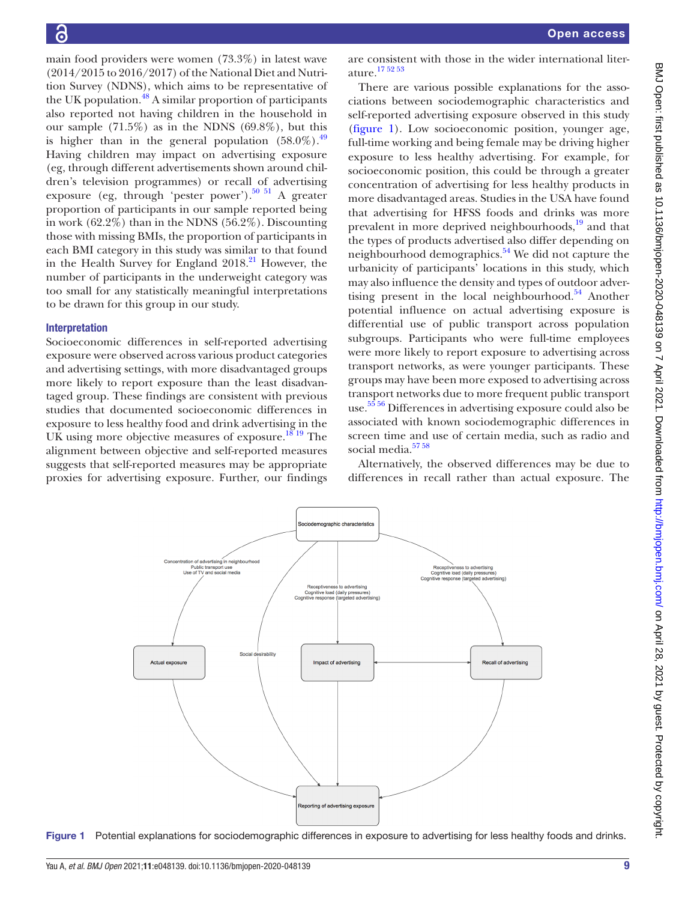main food providers were women (73.3%) in latest wave (2014/2015 to 2016/2017) of the National Diet and Nutrition Survey (NDNS), which aims to be representative of the UK population.[48] A similar proportion of participants also reported not having children in the household in our sample (71.5%) as in the NDNS (69.8%), but this is higher than in the general population (58.0%).[49] Having children may impact on advertising exposure (eg, through different advertisements shown around children's television programmes) or recall of advertising exposure (eg, through 'pester power').[50 51] A greater proportion of participants in our sample reported being in work (62.2%) than in the NDNS (56.2%). Discounting those with missing BMIs, the proportion of participants in each BMI category in this study was similar to that found in the Health Survey for England 2018.[21] However, the number of participants in the underweight category was too small for any statistically meaningful interpretations to be drawn for this group in our study.

### Interpretation

Socioeconomic differences in self-reported advertising exposure were observed across various product categories and advertising settings, with more disadvantaged groups more likely to report exposure than the least disadvantaged group. These findings are consistent with previous studies that documented socioeconomic differences in exposure to less healthy food and drink advertising in the UK using more objective measures of exposure.[18 19] The alignment between objective and self-reported measures suggests that self-reported measures may be appropriate proxies for advertising exposure. Further, our findings are consistent with those in the wider international literature.[17 52 53]

There are various possible explanations for the associations between sociodemographic characteristics and self-reported advertising exposure observed in this study (figure 1). Low socioeconomic position, younger age, full-time working and being female may be driving higher exposure to less healthy advertising. For example, for socioeconomic position, this could be through a greater concentration of advertising for less healthy products in more disadvantaged areas. Studies in the USA have found that advertising for HFSS foods and drinks was more prevalent in more deprived neighbourhoods,[19] and that the types of products advertised also differ depending on neighbourhood demographics.[54] We did not capture the urbanicity of participants' locations in this study, which may also influence the density and types of outdoor advertising present in the local neighbourhood.[54] Another potential influence on actual advertising exposure is differential use of public transport across population subgroups. Participants who were full-time employees were more likely to report exposure to advertising across transport networks, as were younger participants. These groups may have been more exposed to advertising across transport networks due to more frequent public transport use.[55 56] Differences in advertising exposure could also be associated with known sociodemographic differences in screen time and use of certain media, such as radio and social media.[57 58]

Alternatively, the observed differences may be due to differences in recall rather than actual exposure. The

Figure 1 Potential explanations for sociodemographic differences in exposure to advertising for less healthy foods and drinks.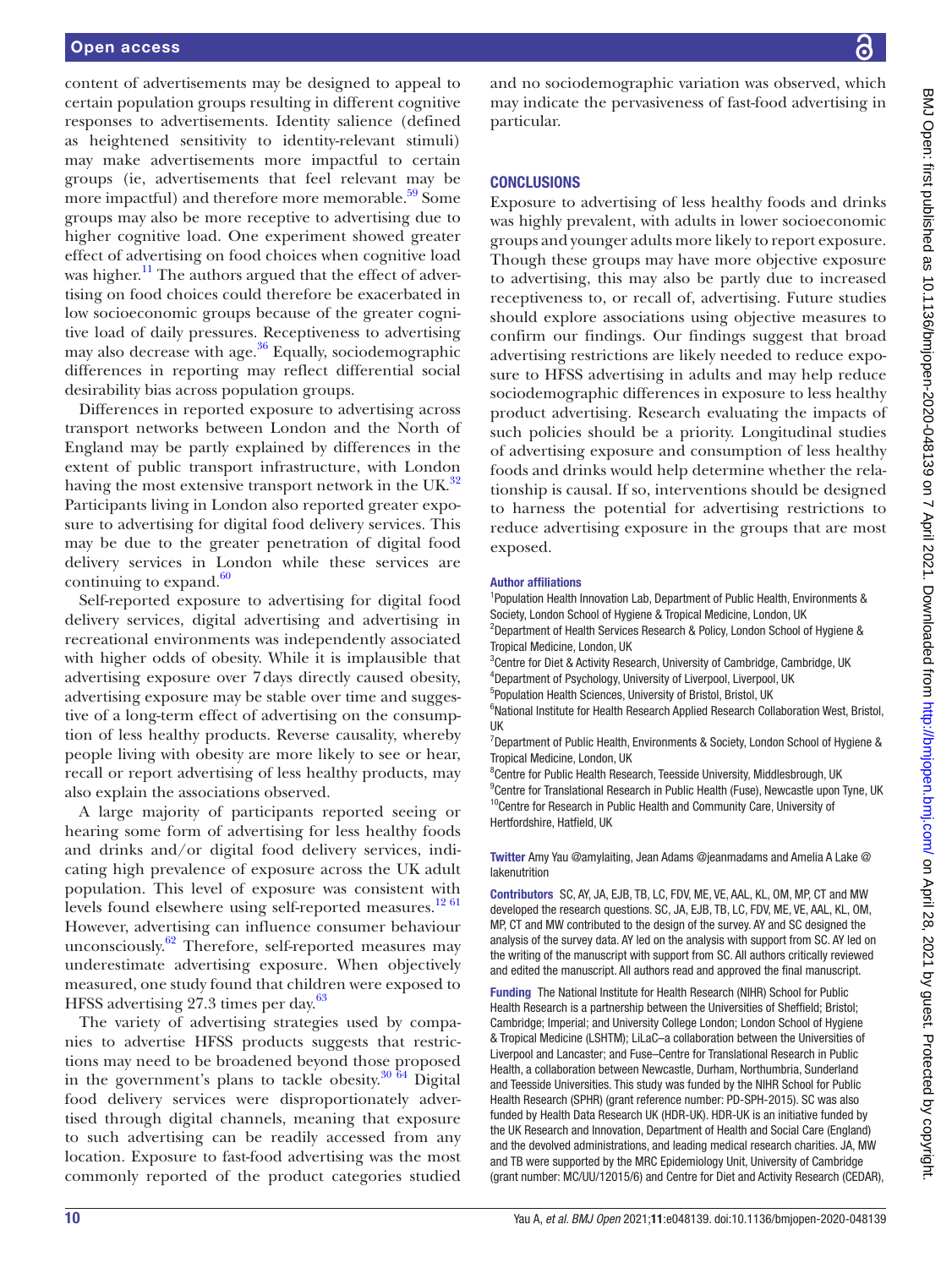content of advertisements may be designed to appeal to certain population groups resulting in different cognitive responses to advertisements. Identity salience (defined as heightened sensitivity to identity-relevant stimuli) may make advertisements more impactful to certain groups (ie, advertisements that feel relevant may be more impactful) and therefore more memorable.[59] Some groups may also be more receptive to advertising due to higher cognitive load. One experiment showed greater effect of advertising on food choices when cognitive load was higher.[11] The authors argued that the effect of advertising on food choices could therefore be exacerbated in low socioeconomic groups because of the greater cognitive load of daily pressures. Receptiveness to advertising may also decrease with age.[36] Equally, sociodemographic differences in reporting may reflect differential social desirability bias across population groups.

Differences in reported exposure to advertising across transport networks between London and the North of England may be partly explained by differences in the extent of public transport infrastructure, with London having the most extensive transport network in the UK.[32] Participants living in London also reported greater exposure to advertising for digital food delivery services. This may be due to the greater penetration of digital food delivery services in London while these services are continuing to expand.[60]

Self-reported exposure to advertising for digital food delivery services, digital advertising and advertising in recreational environments was independently associated with higher odds of obesity. While it is implausible that advertising exposure over 7 days directly caused obesity, advertising exposure may be stable over time and suggestive of a long-term effect of advertising on the consumption of less healthy products. Reverse causality, whereby people living with obesity are more likely to see or hear, recall or report advertising of less healthy products, may also explain the associations observed.

A large majority of participants reported seeing or hearing some form of advertising for less healthy foods and drinks and/or digital food delivery services, indicating high prevalence of exposure across the UK adult population. This level of exposure was consistent with levels found elsewhere using self-reported measures.[12,61] However, advertising can influence consumer behaviour unconsciously.[62] Therefore, self-reported measures may underestimate advertising exposure. When objectively measured, one study found that children were exposed to HFSS advertising 27.3 times per day.[63]

The variety of advertising strategies used by companies to advertise HFSS products suggests that restrictions may need to be broadened beyond those proposed in the government's plans to tackle obesity.[30,64] Digital food delivery services were disproportionately advertised through digital channels, meaning that exposure to such advertising can be readily accessed from any location. Exposure to fast-food advertising was the most commonly reported of the product categories studied and no sociodemographic variation was observed, which may indicate the pervasiveness of fast-food advertising in particular.

## CONCLUSIONS

Exposure to advertising of less healthy foods and drinks was highly prevalent, with adults in lower socioeconomic groups and younger adults more likely to report exposure. Though these groups may have more objective exposure to advertising, this may also be partly due to increased receptiveness to, or recall of, advertising. Future studies should explore associations using objective measures to confirm our findings. Our findings suggest that broad advertising restrictions are likely needed to reduce exposure to HFSS advertising in adults and may help reduce sociodemographic differences in exposure to less healthy product advertising. Research evaluating the impacts of such policies should be a priority. Longitudinal studies of advertising exposure and consumption of less healthy foods and drinks would help determine whether the relationship is causal. If so, interventions should be designed to harness the potential for advertising restrictions to reduce advertising exposure in the groups that are most exposed.

**Author affiliations**

[1]Population Health Innovation Lab, Department of Public Health, Environments & Society, London School of Hygiene & Tropical Medicine, London, UK
[2]Department of Health Services Research & Policy, London School of Hygiene & Tropical Medicine, London, UK
[3]Centre for Diet & Activity Research, University of Cambridge, Cambridge, UK
[4]Department of Psychology, University of Liverpool, Liverpool, UK
[5]Population Health Sciences, University of Bristol, Bristol, UK
[6]National Institute for Health Research Applied Research Collaboration West, Bristol, UK
[7]Department of Public Health, Environments & Society, London School of Hygiene & Tropical Medicine, London, UK
[8]Centre for Public Health Research, Teesside University, Middlesbrough, UK
[9]Centre for Translational Research in Public Health (Fuse), Newcastle upon Tyne, UK
[10]Centre for Research in Public Health and Community Care, University of Hertfordshire, Hatfield, UK

**Twitter** Amy Yau @amylaiting, Jean Adams @jeanmadams and Amelia A Lake @lakenutrition

**Contributors** SC, AY, JA, EJB, TB, LC, FDV, ME, VE, AAL, KL, OM, MP, CT and MW developed the research questions. SC, JA, EJB, TB, LC, FDV, ME, VE, AAL, KL, OM, MP, CT and MW contributed to the design of the survey. AY and SC designed the analysis of the survey data. AY led on the analysis with support from SC. AY led on the writing of the manuscript with support from SC. All authors critically reviewed and edited the manuscript. All authors read and approved the final manuscript.

**Funding** The National Institute for Health Research (NIHR) School for Public Health Research is a partnership between the Universities of Sheffield; Bristol; Cambridge; Imperial; and University College London; London School of Hygiene & Tropical Medicine (LSHTM); LiLaC–a collaboration between the Universities of Liverpool and Lancaster; and Fuse–Centre for Translational Research in Public Health, a collaboration between Newcastle, Durham, Northumbria, Sunderland and Teesside Universities. This study was funded by the NIHR School for Public Health Research (SPHR) (grant reference number: PD-SPH-2015). SC was also funded by Health Data Research UK (HDR-UK). HDR-UK is an initiative funded by the UK Research and Innovation, Department of Health and Social Care (England) and the devolved administrations, and leading medical research charities. JA, MW and TB were supported by the MRC Epidemiology Unit, University of Cambridge (grant number: MC/UU/12015/6) and Centre for Diet and Activity Research (CEDAR),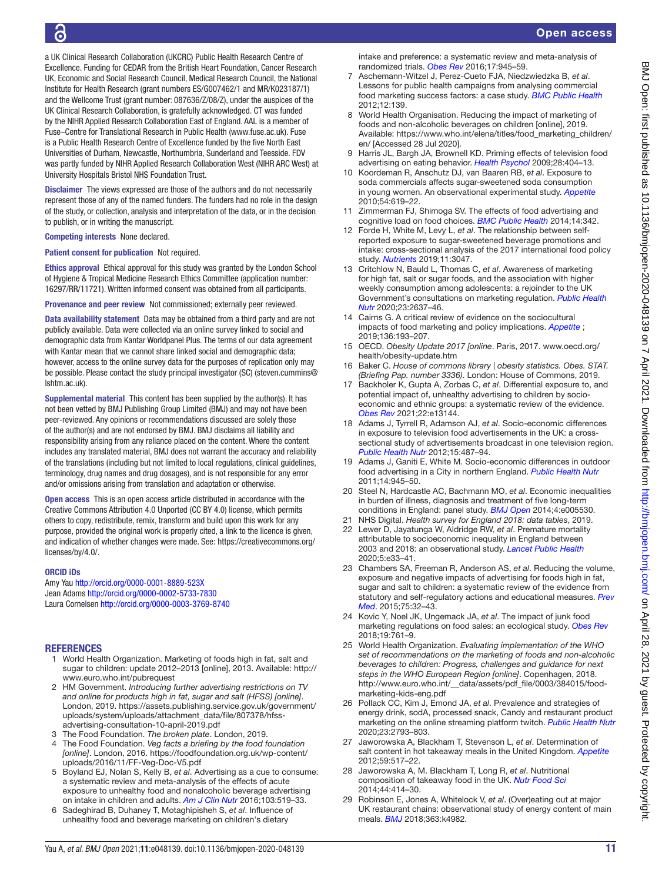a UK Clinical Research Collaboration (UKCRC) Public Health Research Centre of Excellence. Funding for CEDAR from the British Heart Foundation, Cancer Research UK, Economic and Social Research Council, Medical Research Council, the National Institute for Health Research (grant numbers ES/G007462/1 and MR/K023187/1) and the Wellcome Trust (grant number: 087636/Z/08/Z), under the auspices of the UK Clinical Research Collaboration, is gratefully acknowledged. CT was funded by the NIHR Applied Research Collaboration East of England. AAL is a member of Fuse–Centre for Translational Research in Public Health (www.fuse.ac.uk). Fuse is a Public Health Research Centre of Excellence funded by the five North East Universities of Durham, Newcastle, Northumbria, Sunderland and Teesside. FDV was partly funded by NIHR Applied Research Collaboration West (NIHR ARC West) at University Hospitals Bristol NHS Foundation Trust.

**Disclaimer** The views expressed are those of the authors and do not necessarily represent those of any of the named funders. The funders had no role in the design of the study, or collection, analysis and interpretation of the data, or in the decision to publish, or in writing the manuscript.

**Competing interests** None declared.

**Patient consent for publication** Not required.

**Ethics approval** Ethical approval for this study was granted by the London School of Hygiene & Tropical Medicine Research Ethics Committee (application number: 16297/RR/11721). Written informed consent was obtained from all participants.

**Provenance and peer review** Not commissioned; externally peer reviewed.

**Data availability statement** Data may be obtained from a third party and are not publicly available. Data were collected via an online survey linked to social and demographic data from Kantar Worldpanel Plus. The terms of our data agreement with Kantar mean that we cannot share linked social and demographic data; however, access to the online survey data for the purposes of replication only may be possible. Please contact the study principal investigator (SC) (steven.cummins@lshtm.ac.uk).

**Supplemental material** This content has been supplied by the author(s). It has not been vetted by BMJ Publishing Group Limited (BMJ) and may not have been peer-reviewed. Any opinions or recommendations discussed are solely those of the author(s) and are not endorsed by BMJ. BMJ disclaims all liability and responsibility arising from any reliance placed on the content. Where the content includes any translated material, BMJ does not warrant the accuracy and reliability of the translations (including but not limited to local regulations, clinical guidelines, terminology, drug names and drug dosages), and is not responsible for any error and/or omissions arising from translation and adaptation or otherwise.

**Open access** This is an open access article distributed in accordance with the Creative Commons Attribution 4.0 Unported (CC BY 4.0) license, which permits others to copy, redistribute, remix, transform and build upon this work for any purpose, provided the original work is properly cited, a link to the licence is given, and indication of whether changes were made. See: https://creativecommons.org/licenses/by/4.0/.

**ORCID iDs**

Amy Yau http://orcid.org/0000-0001-8889-523X
Jean Adams http://orcid.org/0000-0002-5733-7830
Laura Cornelsen http://orcid.org/0000-0003-3769-8740

## REFERENCES

1. World Health Organization. Marketing of foods high in fat, salt and sugar to children: update 2012–2013 [online], 2013. Available: http://www.euro.who.int/pubrequest
2. HM Government. *Introducing further advertising restrictions on TV and online for products high in fat, sugar and salt (HFSS) [online]*. London, 2019. https://assets.publishing.service.gov.uk/government/uploads/system/uploads/attachment_data/file/807378/hfss-advertising-consultation-10-april-2019.pdf
3. The Food Foundation. *The broken plate*. London, 2019.
4. The Food Foundation. *Veg facts a briefing by the food foundation [online]*. London, 2016. https://foodfoundation.org.uk/wp-content/uploads/2016/11/FF-Veg-Doc-V5.pdf
5. Boyland EJ, Nolan S, Kelly B, *et al*. Advertising as a cue to consume: a systematic review and meta-analysis of the effects of acute exposure to unhealthy food and nonalcoholic beverage advertising on intake in children and adults. *Am J Clin Nutr* 2016;103:519–33.
6. Sadeghirad B, Duhaney T, Motaghipisheh S, *et al*. Influence of unhealthy food and beverage marketing on children's dietary intake and preference: a systematic review and meta-analysis of randomized trials. *Obes Rev* 2016;17:945–59.
7. Aschemann-Witzel J, Perez-Cueto FJA, Niedzwiedzka B, *et al*. Lessons for public health campaigns from analysing commercial food marketing success factors: a case study. *BMC Public Health* 2012;12:139.
8. World Health Organisation. Reducing the impact of marketing of foods and non-alcoholic beverages on children [online], 2019. Available: https://www.who.int/elena/titles/food_marketing_children/en/ [Accessed 28 Jul 2020].
9. Harris JL, Bargh JA, Brownell KD. Priming effects of television food advertising on eating behavior. *Health Psychol* 2009;28:404–13.
10. Koordeman R, Anschutz DJ, van Baaren RB, *et al*. Exposure to soda commercials affects sugar-sweetened soda consumption in young women. An observational experimental study. *Appetite* 2010;54:619–22.
11. Zimmerman FJ, Shimoga SV. The effects of food advertising and cognitive load on food choices. *BMC Public Health* 2014;14:342.
12. Forde H, White M, Levy L, *et al*. The relationship between self-reported exposure to sugar-sweetened beverage promotions and intake: cross-sectional analysis of the 2017 international food policy study. *Nutrients* 2019;11:3047.
13. Critchlow N, Bauld L, Thomas C, *et al*. Awareness of marketing for high fat, salt or sugar foods, and the association with higher weekly consumption among adolescents: a rejoinder to the UK Government's consultations on marketing regulation. *Public Health Nutr* 2020;23:2637–46.
14. Cairns G. A critical review of evidence on the sociocultural impacts of food marketing and policy implications. *Appetite* ; 2019;136:193–207.
15. OECD. *Obesity Update 2017 [online*. Paris, 2017. www.oecd.org/health/obesity-update.htm
16. Baker C. *House of commons library | obesity statistics. Obes. STAT. (Briefing Pap. number 3336)*. London: House of Commons, 2019.
17. Backholer K, Gupta A, Zorbas C, *et al*. Differential exposure to, and potential impact of, unhealthy advertising to children by socio-economic and ethnic groups: a systematic review of the evidence. *Obes Rev* 2021;22:e13144.
18. Adams J, Tyrrell R, Adamson AJ, *et al*. Socio-economic differences in exposure to television food advertisements in the UK: a cross-sectional study of advertisements broadcast in one television region. *Public Health Nutr* 2012;15:487–94.
19. Adams J, Ganiti E, White M. Socio-economic differences in outdoor food advertising in a City in northern England. *Public Health Nutr* 2011;14:945–50.
20. Steel N, Hardcastle AC, Bachmann MO, *et al*. Economic inequalities in burden of illness, diagnosis and treatment of five long-term conditions in England: panel study. *BMJ Open* 2014;4:e005530.
21. NHS Digital. *Health survey for England 2018: data tables*, 2019.
22. Lewer D, Jayatunga W, Aldridge RW, *et al*. Premature mortality attributable to socioeconomic inequality in England between 2003 and 2018: an observational study. *Lancet Public Health* 2020;5:e33–41.
23. Chambers SA, Freeman R, Anderson AS, *et al*. Reducing the volume, exposure and negative impacts of advertising for foods high in fat, sugar and salt to children: a systematic review of the evidence from statutory and self-regulatory actions and educational measures. *Prev Med*. 2015;75:32–43.
24. Kovic Y, Noel JK, Ungemack JA, *et al*. The impact of junk food marketing regulations on food sales: an ecological study. *Obes Rev* 2018;19:761–9.
25. World Health Organization. *Evaluating implementation of the WHO set of recommendations on the marketing of foods and non-alcoholic beverages to children: Progress, challenges and guidance for next steps in the WHO European Region [online]*. Copenhagen, 2018. http://www.euro.who.int/__data/assets/pdf_file/0003/384015/food-marketing-kids-eng.pdf
26. Pollack CC, Kim J, Emond JA, *et al*. Prevalence and strategies of energy drink, sodA, processed snack, Candy and restaurant product marketing on the online streaming platform twitch. *Public Health Nutr* 2020;23:2793–803.
27. Jaworowska A, Blackham T, Stevenson L, *et al*. Determination of salt content in hot takeaway meals in the United Kingdom. *Appetite* 2012;59:517–22.
28. Jaworowska A, M. Blackham T, Long R, *et al*. Nutritional composition of takeaway food in the UK. *Nutr Food Sci* 2014;44:414–30.
29. Robinson E, Jones A, Whitelock V, *et al*. (Over)eating out at major UK restaurant chains: observational study of energy content of main meals. *BMJ* 2018;363:k4982.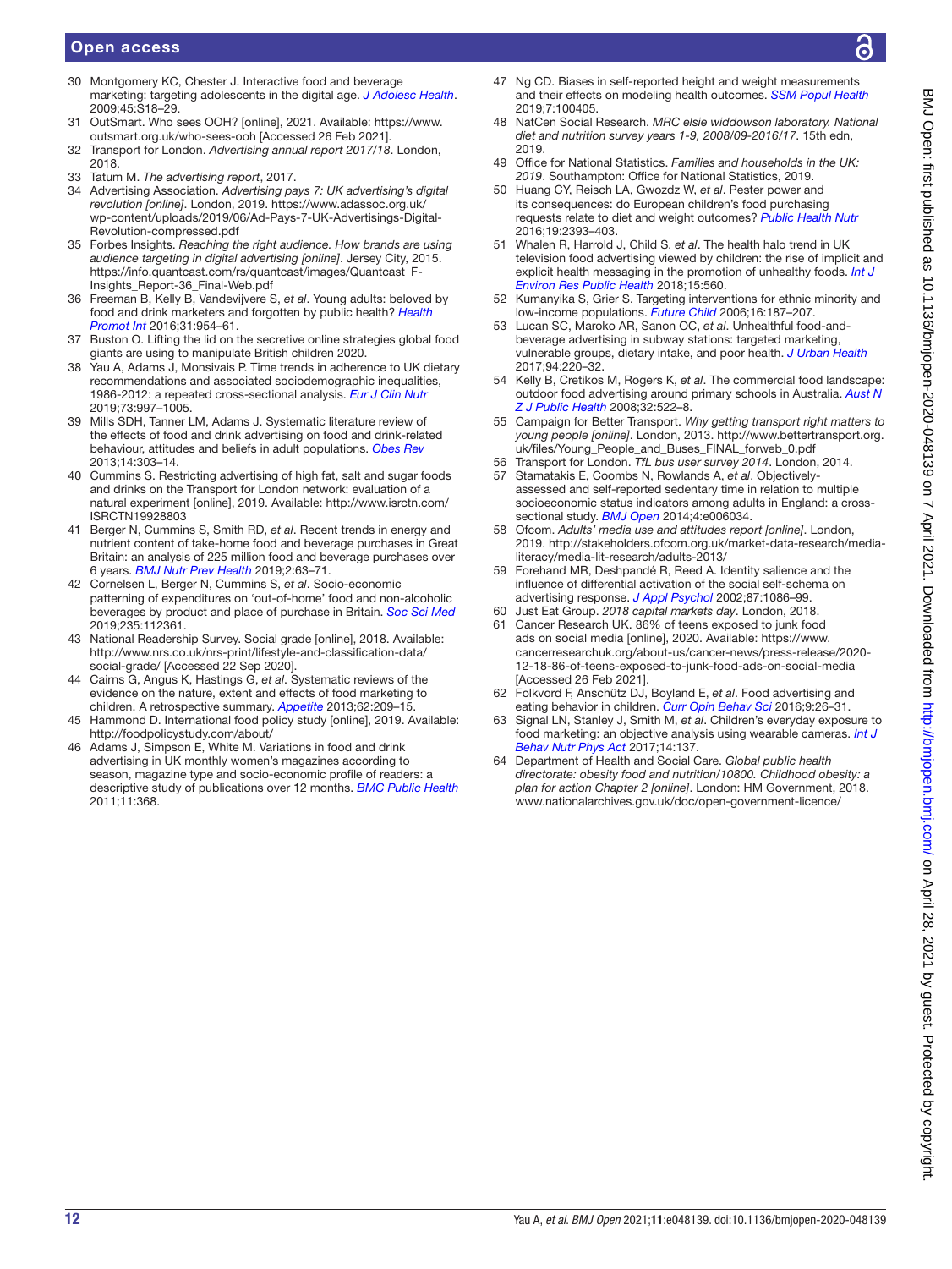30. Montgomery KC, Chester J. Interactive food and beverage marketing: targeting adolescents in the digital age. *J Adolesc Health*. 2009;45:S18–29.
31. OutSmart. Who sees OOH? [online], 2021. Available: https://www.outsmart.org.uk/who-sees-ooh [Accessed 26 Feb 2021].
32. Transport for London. *Advertising annual report 2017/18*. London, 2018.
33. Tatum M. *The advertising report*, 2017.
34. Advertising Association. *Advertising pays 7: UK advertising's digital revolution [online]*. London, 2019. https://www.adassoc.org.uk/wp-content/uploads/2019/06/Ad-Pays-7-UK-Advertisings-Digital-Revolution-compressed.pdf
35. Forbes Insights. *Reaching the right audience. How brands are using audience targeting in digital advertising [online]*. Jersey City, 2015. https://info.quantcast.com/rs/quantcast/images/Quantcast_F-Insights_Report-36_Final-Web.pdf
36. Freeman B, Kelly B, Vandevijvere S, *et al*. Young adults: beloved by food and drink marketers and forgotten by public health? *Health Promot Int* 2016;31:954–61.
37. Buston O. Lifting the lid on the secretive online strategies global food giants are using to manipulate British children 2020.
38. Yau A, Adams J, Monsivais P. Time trends in adherence to UK dietary recommendations and associated sociodemographic inequalities, 1986-2012: a repeated cross-sectional analysis. *Eur J Clin Nutr* 2019;73:997–1005.
39. Mills SDH, Tanner LM, Adams J. Systematic literature review of the effects of food and drink advertising on food and drink-related behaviour, attitudes and beliefs in adult populations. *Obes Rev* 2013;14:303–14.
40. Cummins S. Restricting advertising of high fat, salt and sugar foods and drinks on the Transport for London network: evaluation of a natural experiment [online], 2019. Available: http://www.isrctn.com/ISRCTN19928803
41. Berger N, Cummins S, Smith RD, *et al*. Recent trends in energy and nutrient content of take-home food and beverage purchases in Great Britain: an analysis of 225 million food and beverage purchases over 6 years. *BMJ Nutr Prev Health* 2019;2:63–71.
42. Cornelsen L, Berger N, Cummins S, *et al*. Socio-economic patterning of expenditures on 'out-of-home' food and non-alcoholic beverages by product and place of purchase in Britain. *Soc Sci Med* 2019;235:112361.
43. National Readership Survey. Social grade [online], 2018. Available: http://www.nrs.co.uk/nrs-print/lifestyle-and-classification-data/social-grade/ [Accessed 22 Sep 2020].
44. Cairns G, Angus K, Hastings G, *et al*. Systematic reviews of the evidence on the nature, extent and effects of food marketing to children. A retrospective summary. *Appetite* 2013;62:209–15.
45. Hammond D. International food policy study [online], 2019. Available: http://foodpolicystudy.com/about/
46. Adams J, Simpson E, White M. Variations in food and drink advertising in UK monthly women's magazines according to season, magazine type and socio-economic profile of readers: a descriptive study of publications over 12 months. *BMC Public Health* 2011;11:368.
47. Ng CD. Biases in self-reported height and weight measurements and their effects on modeling health outcomes. *SSM Popul Health* 2019;7:100405.
48. NatCen Social Research. *MRC elsie widdowson laboratory. National diet and nutrition survey years 1-9, 2008/09-2016/17*. 15th edn, 2019.
49. Office for National Statistics. *Families and households in the UK: 2019*. Southampton: Office for National Statistics, 2019.
50. Huang CY, Reisch LA, Gwozdz W, *et al*. Pester power and its consequences: do European children's food purchasing requests relate to diet and weight outcomes? *Public Health Nutr* 2016;19:2393–403.
51. Whalen R, Harrold J, Child S, *et al*. The health halo trend in UK television food advertising viewed by children: the rise of implicit and explicit health messaging in the promotion of unhealthy foods. *Int J Environ Res Public Health* 2018;15:560.
52. Kumanyika S, Grier S. Targeting interventions for ethnic minority and low-income populations. *Future Child* 2006;16:187–207.
53. Lucan SC, Maroko AR, Sanon OC, *et al*. Unhealthful food-and-beverage advertising in subway stations: targeted marketing, vulnerable groups, dietary intake, and poor health. *J Urban Health* 2017;94:220–32.
54. Kelly B, Cretikos M, Rogers K, *et al*. The commercial food landscape: outdoor food advertising around primary schools in Australia. *Aust N Z J Public Health* 2008;32:522–8.
55. Campaign for Better Transport. *Why getting transport right matters to young people [online]*. London, 2013. http://www.bettertransport.org.uk/files/Young_People_and_Buses_FINAL_forweb_0.pdf
56. Transport for London. *TfL bus user survey 2014*. London, 2014.
57. Stamatakis E, Coombs N, Rowlands A, *et al*. Objectively-assessed and self-reported sedentary time in relation to multiple socioeconomic status indicators among adults in England: a cross-sectional study. *BMJ Open* 2014;4:e006034.
58. Ofcom. *Adults' media use and attitudes report [online]*. London, 2019. http://stakeholders.ofcom.org.uk/market-data-research/media-literacy/media-lit-research/adults-2013/
59. Forehand MR, Deshpandé R, Reed A. Identity salience and the influence of differential activation of the social self-schema on advertising response. *J Appl Psychol* 2002;87:1086–99.
60. Just Eat Group. *2018 capital markets day*. London, 2018.
61. Cancer Research UK. 86% of teens exposed to junk food ads on social media [online], 2020. Available: https://www.cancerresearchuk.org/about-us/cancer-news/press-release/2020-12-18-86-of-teens-exposed-to-junk-food-ads-on-social-media [Accessed 26 Feb 2021].
62. Folkvord F, Anschütz DJ, Boyland E, *et al*. Food advertising and eating behavior in children. *Curr Opin Behav Sci* 2016;9:26–31.
63. Signal LN, Stanley J, Smith M, *et al*. Children's everyday exposure to food marketing: an objective analysis using wearable cameras. *Int J Behav Nutr Phys Act* 2017;14:137.
64. Department of Health and Social Care. *Global public health directorate: obesity food and nutrition/10800. Childhood obesity: a plan for action Chapter 2 [online]*. London: HM Government, 2018. www.nationalarchives.gov.uk/doc/open-government-licence/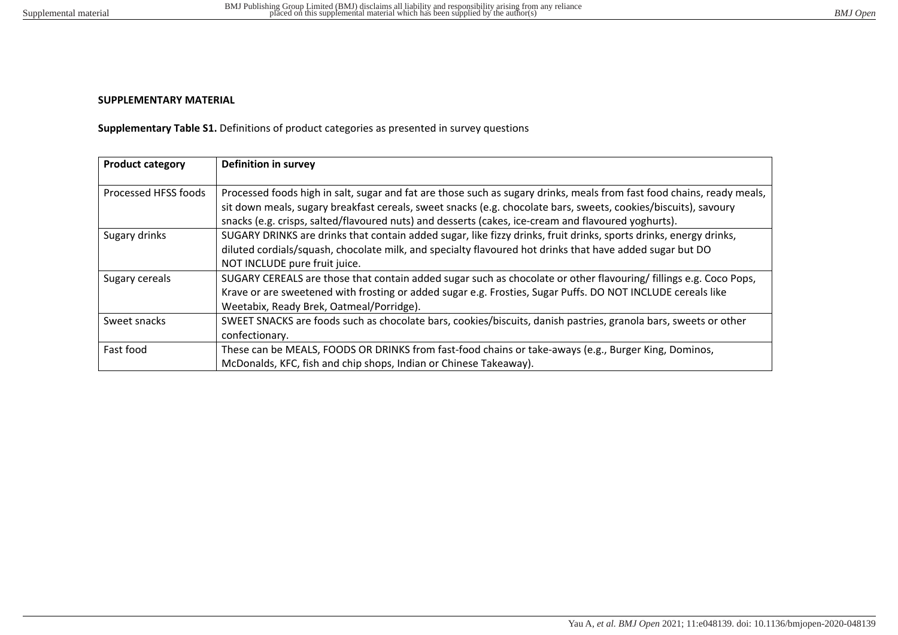**SUPPLEMENTARY MATERIAL**

**Supplementary Table S1.** Definitions of product categories as presented in survey questions

| Product category | Definition in survey |
| --- | --- |
| Processed HFSS foods | Processed foods high in salt, sugar and fat are those such as sugary drinks, meals from fast food chains, ready meals, sit down meals, sugary breakfast cereals, sweet snacks (e.g. chocolate bars, sweets, cookies/biscuits), savoury snacks (e.g. crisps, salted/flavoured nuts) and desserts (cakes, ice-cream and flavoured yoghurts). |
| Sugary drinks | SUGARY DRINKS are drinks that contain added sugar, like fizzy drinks, fruit drinks, sports drinks, energy drinks, diluted cordials/squash, chocolate milk, and specialty flavoured hot drinks that have added sugar but DO NOT INCLUDE pure fruit juice. |
| Sugary cereals | SUGARY CEREALS are those that contain added sugar such as chocolate or other flavouring/ fillings e.g. Coco Pops, Krave or are sweetened with frosting or added sugar e.g. Frosties, Sugar Puffs. DO NOT INCLUDE cereals like Weetabix, Ready Brek, Oatmeal/Porridge). |
| Sweet snacks | SWEET SNACKS are foods such as chocolate bars, cookies/biscuits, danish pastries, granola bars, sweets or other confectionary. |
| Fast food | These can be MEALS, FOODS OR DRINKS from fast-food chains or take-aways (e.g., Burger King, Dominos, McDonalds, KFC, fish and chip shops, Indian or Chinese Takeaway). |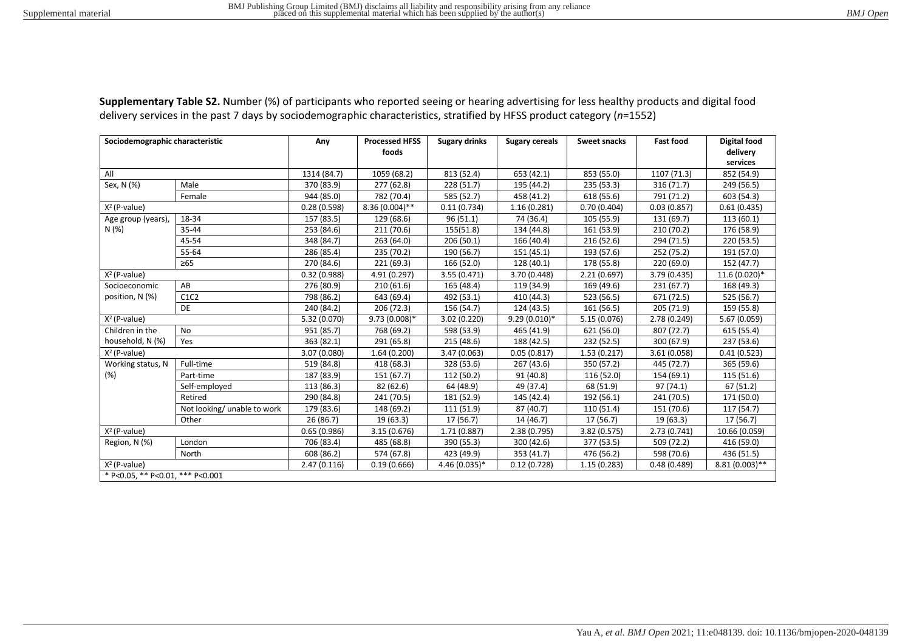**Supplementary Table S2.** Number (%) of participants who reported seeing or hearing advertising for less healthy products and digital food delivery services in the past 7 days by sociodemographic characteristics, stratified by HFSS product category (*n*=1552)

| Sociodemographic characteristic | | Any | Processed HFSS foods | Sugary drinks | Sugary cereals | Sweet snacks | Fast food | Digital food delivery services |
|---|---|---|---|---|---|---|---|---|
| All | | 1314 (84.7) | 1059 (68.2) | 813 (52.4) | 653 (42.1) | 853 (55.0) | 1107 (71.3) | 852 (54.9) |
| Sex, N (%) | Male | 370 (83.9) | 277 (62.8) | 228 (51.7) | 195 (44.2) | 235 (53.3) | 316 (71.7) | 249 (56.5) |
| | Female | 944 (85.0) | 782 (70.4) | 585 (52.7) | 458 (41.2) | 618 (55.6) | 791 (71.2) | 603 (54.3) |
| $X^2$ (P-value) | | 0.28 (0.598) | 8.36 (0.004)** | 0.11 (0.734) | 1.16 (0.281) | 0.70 (0.404) | 0.03 (0.857) | 0.61 (0.435) |
| Age group (years), N (%) | 18-34 | 157 (83.5) | 129 (68.6) | 96 (51.1) | 74 (36.4) | 105 (55.9) | 131 (69.7) | 113 (60.1) |
| | 35-44 | 253 (84.6) | 211 (70.6) | 155(51.8) | 134 (44.8) | 161 (53.9) | 210 (70.2) | 176 (58.9) |
| | 45-54 | 348 (84.7) | 263 (64.0) | 206 (50.1) | 166 (40.4) | 216 (52.6) | 294 (71.5) | 220 (53.5) |
| | 55-64 | 286 (85.4) | 235 (70.2) | 190 (56.7) | 151 (45.1) | 193 (57.6) | 252 (75.2) | 191 (57.0) |
| | ≥65 | 270 (84.6) | 221 (69.3) | 166 (52.0) | 128 (40.1) | 178 (55.8) | 220 (69.0) | 152 (47.7) |
| $X^2$ (P-value) | | 0.32 (0.988) | 4.91 (0.297) | 3.55 (0.471) | 3.70 (0.448) | 2.21 (0.697) | 3.79 (0.435) | 11.6 (0.020)* |
| Socioeconomic position, N (%) | AB | 276 (80.9) | 210 (61.6) | 165 (48.4) | 119 (34.9) | 169 (49.6) | 231 (67.7) | 168 (49.3) |
| | C1C2 | 798 (86.2) | 643 (69.4) | 492 (53.1) | 410 (44.3) | 523 (56.5) | 671 (72.5) | 525 (56.7) |
| | DE | 240 (84.2) | 206 (72.3) | 156 (54.7) | 124 (43.5) | 161 (56.5) | 205 (71.9) | 159 (55.8) |
| $X^2$ (P-value) | | 5.32 (0.070) | 9.73 (0.008)* | 3.02 (0.220) | 9.29 (0.010)* | 5.15 (0.076) | 2.78 (0.249) | 5.67 (0.059) |
| Children in the household, N (%) | No | 951 (85.7) | 768 (69.2) | 598 (53.9) | 465 (41.9) | 621 (56.0) | 807 (72.7) | 615 (55.4) |
| | Yes | 363 (82.1) | 291 (65.8) | 215 (48.6) | 188 (42.5) | 232 (52.5) | 300 (67.9) | 237 (53.6) |
| $X^2$ (P-value) | | 3.07 (0.080) | 1.64 (0.200) | 3.47 (0.063) | 0.05 (0.817) | 1.53 (0.217) | 3.61 (0.058) | 0.41 (0.523) |
| Working status, N (%) | Full-time | 519 (84.8) | 418 (68.3) | 328 (53.6) | 267 (43.6) | 350 (57.2) | 445 (72.7) | 365 (59.6) |
| | Part-time | 187 (83.9) | 151 (67.7) | 112 (50.2) | 91 (40.8) | 116 (52.0) | 154 (69.1) | 115 (51.6) |
| | Self-employed | 113 (86.3) | 82 (62.6) | 64 (48.9) | 49 (37.4) | 68 (51.9) | 97 (74.1) | 67 (51.2) |
| | Retired | 290 (84.8) | 241 (70.5) | 181 (52.9) | 145 (42.4) | 192 (56.1) | 241 (70.5) | 171 (50.0) |
| | Not looking/ unable to work | 179 (83.6) | 148 (69.2) | 111 (51.9) | 87 (40.7) | 110 (51.4) | 151 (70.6) | 117 (54.7) |
| | Other | 26 (86.7) | 19 (63.3) | 17 (56.7) | 14 (46.7) | 17 (56.7) | 19 (63.3) | 17 (56.7) |
| $X^2$ (P-value) | | 0.65 (0.986) | 3.15 (0.676) | 1.71 (0.887) | 2.38 (0.795) | 3.82 (0.575) | 2.73 (0.741) | 10.66 (0.059) |
| Region, N (%) | London | 706 (83.4) | 485 (68.8) | 390 (55.3) | 300 (42.6) | 377 (53.5) | 509 (72.2) | 416 (59.0) |
| | North | 608 (86.2) | 574 (67.8) | 423 (49.9) | 353 (41.7) | 476 (56.2) | 598 (70.6) | 436 (51.5) |
| $X^2$ (P-value) | | 2.47 (0.116) | 0.19 (0.666) | 4.46 (0.035)* | 0.12 (0.728) | 1.15 (0.283) | 0.48 (0.489) | 8.81 (0.003)** |

* P<0.05, ** P<0.01, *** P<0.001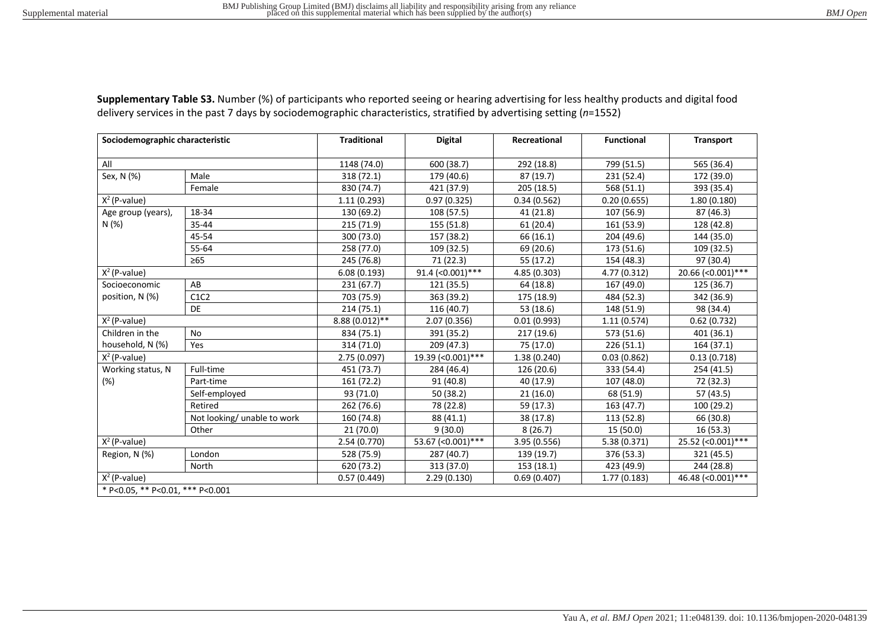**Supplementary Table S3.** Number (%) of participants who reported seeing or hearing advertising for less healthy products and digital food delivery services in the past 7 days by sociodemographic characteristics, stratified by advertising setting (*n*=1552)

| Sociodemographic characteristic | | Traditional | Digital | Recreational | Functional | Transport |
|---|---|---|---|---|---|---|
| All | | 1148 (74.0) | 600 (38.7) | 292 (18.8) | 799 (51.5) | 565 (36.4) |
| Sex, N (%) | Male | 318 (72.1) | 179 (40.6) | 87 (19.7) | 231 (52.4) | 172 (39.0) |
| | Female | 830 (74.7) | 421 (37.9) | 205 (18.5) | 568 (51.1) | 393 (35.4) |
| $X^2$ (P-value) | | 1.11 (0.293) | 0.97 (0.325) | 0.34 (0.562) | 0.20 (0.655) | 1.80 (0.180) |
| Age group (years), N (%) | 18-34 | 130 (69.2) | 108 (57.5) | 41 (21.8) | 107 (56.9) | 87 (46.3) |
| | 35-44 | 215 (71.9) | 155 (51.8) | 61 (20.4) | 161 (53.9) | 128 (42.8) |
| | 45-54 | 300 (73.0) | 157 (38.2) | 66 (16.1) | 204 (49.6) | 144 (35.0) |
| | 55-64 | 258 (77.0) | 109 (32.5) | 69 (20.6) | 173 (51.6) | 109 (32.5) |
| | ≥65 | 245 (76.8) | 71 (22.3) | 55 (17.2) | 154 (48.3) | 97 (30.4) |
| $X^2$ (P-value) | | 6.08 (0.193) | 91.4 (<0.001)*** | 4.85 (0.303) | 4.77 (0.312) | 20.66 (<0.001)*** |
| Socioeconomic position, N (%) | AB | 231 (67.7) | 121 (35.5) | 64 (18.8) | 167 (49.0) | 125 (36.7) |
| | C1C2 | 703 (75.9) | 363 (39.2) | 175 (18.9) | 484 (52.3) | 342 (36.9) |
| | DE | 214 (75.1) | 116 (40.7) | 53 (18.6) | 148 (51.9) | 98 (34.4) |
| $X^2$ (P-value) | | 8.88 (0.012)** | 2.07 (0.356) | 0.01 (0.993) | 1.11 (0.574) | 0.62 (0.732) |
| Children in the household, N (%) | No | 834 (75.1) | 391 (35.2) | 217 (19.6) | 573 (51.6) | 401 (36.1) |
| | Yes | 314 (71.0) | 209 (47.3) | 75 (17.0) | 226 (51.1) | 164 (37.1) |
| $X^2$ (P-value) | | 2.75 (0.097) | 19.39 (<0.001)*** | 1.38 (0.240) | 0.03 (0.862) | 0.13 (0.718) |
| Working status, N (%) | Full-time | 451 (73.7) | 284 (46.4) | 126 (20.6) | 333 (54.4) | 254 (41.5) |
| | Part-time | 161 (72.2) | 91 (40.8) | 40 (17.9) | 107 (48.0) | 72 (32.3) |
| | Self-employed | 93 (71.0) | 50 (38.2) | 21 (16.0) | 68 (51.9) | 57 (43.5) |
| | Retired | 262 (76.6) | 78 (22.8) | 59 (17.3) | 163 (47.7) | 100 (29.2) |
| | Not looking/ unable to work | 160 (74.8) | 88 (41.1) | 38 (17.8) | 113 (52.8) | 66 (30.8) |
| | Other | 21 (70.0) | 9 (30.0) | 8 (26.7) | 15 (50.0) | 16 (53.3) |
| $X^2$ (P-value) | | 2.54 (0.770) | 53.67 (<0.001)*** | 3.95 (0.556) | 5.38 (0.371) | 25.52 (<0.001)*** |
| Region, N (%) | London | 528 (75.9) | 287 (40.7) | 139 (19.7) | 376 (53.3) | 321 (45.5) |
| | North | 620 (73.2) | 313 (37.0) | 153 (18.1) | 423 (49.9) | 244 (28.8) |
| $X^2$ (P-value) | | 0.57 (0.449) | 2.29 (0.130) | 0.69 (0.407) | 1.77 (0.183) | 46.48 (<0.001)*** |
| * P<0.05, ** P<0.01, *** P<0.001 | | | | | | |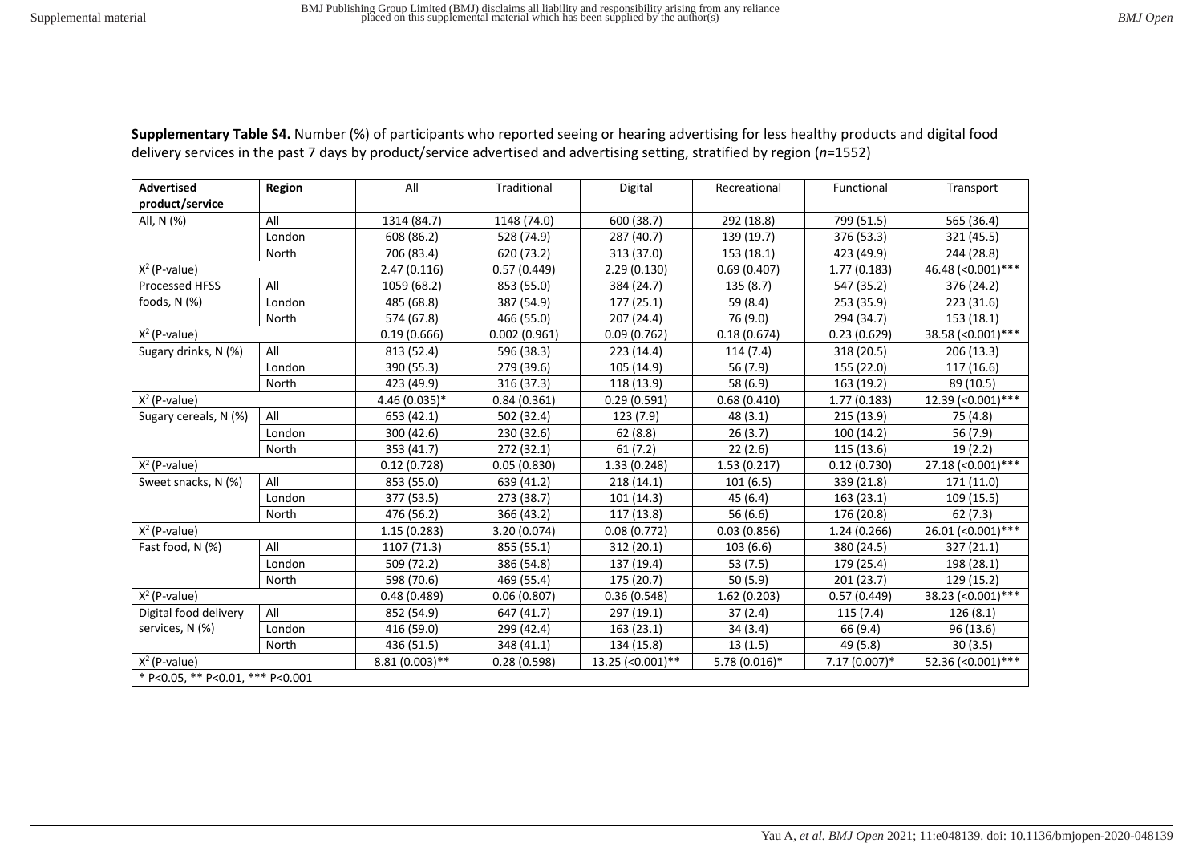**Supplementary Table S4.** Number (%) of participants who reported seeing or hearing advertising for less healthy products and digital food delivery services in the past 7 days by product/service advertised and advertising setting, stratified by region (*n*=1552)

| Advertised product/service | Region | All | Traditional | Digital | Recreational | Functional | Transport |
|---|---|---|---|---|---|---|---|
| All, N (%) | All | 1314 (84.7) | 1148 (74.0) | 600 (38.7) | 292 (18.8) | 799 (51.5) | 565 (36.4) |
| | London | 608 (86.2) | 528 (74.9) | 287 (40.7) | 139 (19.7) | 376 (53.3) | 321 (45.5) |
| | North | 706 (83.4) | 620 (73.2) | 313 (37.0) | 153 (18.1) | 423 (49.9) | 244 (28.8) |
| $X^2$ (P-value) | | 2.47 (0.116) | 0.57 (0.449) | 2.29 (0.130) | 0.69 (0.407) | 1.77 (0.183) | 46.48 (<0.001)*** |
| Processed HFSS foods, N (%) | All | 1059 (68.2) | 853 (55.0) | 384 (24.7) | 135 (8.7) | 547 (35.2) | 376 (24.2) |
| | London | 485 (68.8) | 387 (54.9) | 177 (25.1) | 59 (8.4) | 253 (35.9) | 223 (31.6) |
| | North | 574 (67.8) | 466 (55.0) | 207 (24.4) | 76 (9.0) | 294 (34.7) | 153 (18.1) |
| $X^2$ (P-value) | | 0.19 (0.666) | 0.002 (0.961) | 0.09 (0.762) | 0.18 (0.674) | 0.23 (0.629) | 38.58 (<0.001)*** |
| Sugary drinks, N (%) | All | 813 (52.4) | 596 (38.3) | 223 (14.4) | 114 (7.4) | 318 (20.5) | 206 (13.3) |
| | London | 390 (55.3) | 279 (39.6) | 105 (14.9) | 56 (7.9) | 155 (22.0) | 117 (16.6) |
| | North | 423 (49.9) | 316 (37.3) | 118 (13.9) | 58 (6.9) | 163 (19.2) | 89 (10.5) |
| $X^2$ (P-value) | | 4.46 (0.035)* | 0.84 (0.361) | 0.29 (0.591) | 0.68 (0.410) | 1.77 (0.183) | 12.39 (<0.001)*** |
| Sugary cereals, N (%) | All | 653 (42.1) | 502 (32.4) | 123 (7.9) | 48 (3.1) | 215 (13.9) | 75 (4.8) |
| | London | 300 (42.6) | 230 (32.6) | 62 (8.8) | 26 (3.7) | 100 (14.2) | 56 (7.9) |
| | North | 353 (41.7) | 272 (32.1) | 61 (7.2) | 22 (2.6) | 115 (13.6) | 19 (2.2) |
| $X^2$ (P-value) | | 0.12 (0.728) | 0.05 (0.830) | 1.33 (0.248) | 1.53 (0.217) | 0.12 (0.730) | 27.18 (<0.001)*** |
| Sweet snacks, N (%) | All | 853 (55.0) | 639 (41.2) | 218 (14.1) | 101 (6.5) | 339 (21.8) | 171 (11.0) |
| | London | 377 (53.5) | 273 (38.7) | 101 (14.3) | 45 (6.4) | 163 (23.1) | 109 (15.5) |
| | North | 476 (56.2) | 366 (43.2) | 117 (13.8) | 56 (6.6) | 176 (20.8) | 62 (7.3) |
| $X^2$ (P-value) | | 1.15 (0.283) | 3.20 (0.074) | 0.08 (0.772) | 0.03 (0.856) | 1.24 (0.266) | 26.01 (<0.001)*** |
| Fast food, N (%) | All | 1107 (71.3) | 855 (55.1) | 312 (20.1) | 103 (6.6) | 380 (24.5) | 327 (21.1) |
| | London | 509 (72.2) | 386 (54.8) | 137 (19.4) | 53 (7.5) | 179 (25.4) | 198 (28.1) |
| | North | 598 (70.6) | 469 (55.4) | 175 (20.7) | 50 (5.9) | 201 (23.7) | 129 (15.2) |
| $X^2$ (P-value) | | 0.48 (0.489) | 0.06 (0.807) | 0.36 (0.548) | 1.62 (0.203) | 0.57 (0.449) | 38.23 (<0.001)*** |
| Digital food delivery services, N (%) | All | 852 (54.9) | 647 (41.7) | 297 (19.1) | 37 (2.4) | 115 (7.4) | 126 (8.1) |
| | London | 416 (59.0) | 299 (42.4) | 163 (23.1) | 34 (3.4) | 66 (9.4) | 96 (13.6) |
| | North | 436 (51.5) | 348 (41.1) | 134 (15.8) | 13 (1.5) | 49 (5.8) | 30 (3.5) |
| $X^2$ (P-value) | | 8.81 (0.003)** | 0.28 (0.598) | 13.25 (<0.001)** | 5.78 (0.016)* | 7.17 (0.007)* | 52.36 (<0.001)*** |
| * P<0.05, ** P<0.01, *** P<0.001 | | | | | | | |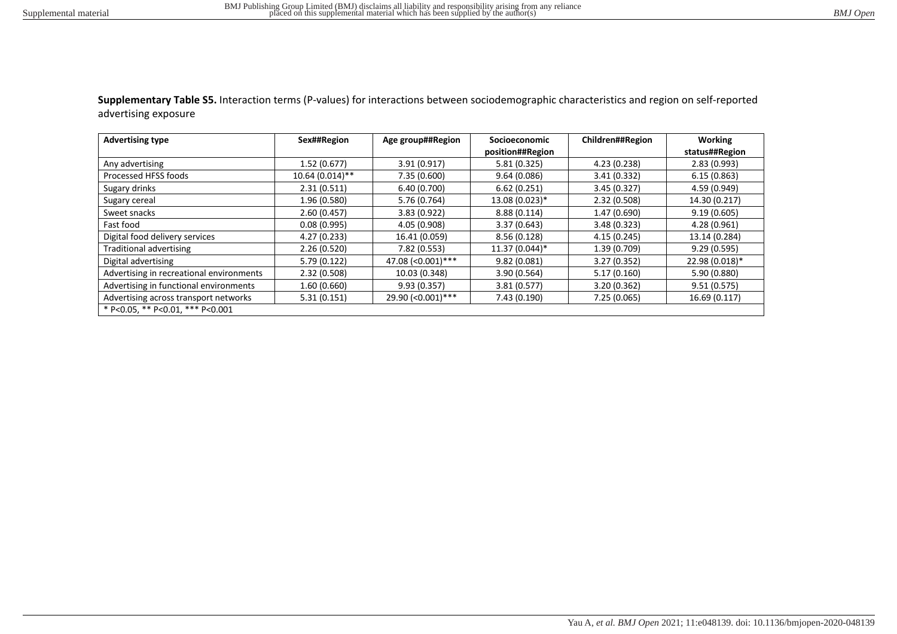**Supplementary Table S5.** Interaction terms (P-values) for interactions between sociodemographic characteristics and region on self-reported advertising exposure

| Advertising type | Sex##Region | Age group##Region | Socioeconomic position##Region | Children##Region | Working status##Region |
|---|---|---|---|---|---|
| Any advertising | 1.52 (0.677) | 3.91 (0.917) | 5.81 (0.325) | 4.23 (0.238) | 2.83 (0.993) |
| Processed HFSS foods | 10.64 (0.014)** | 7.35 (0.600) | 9.64 (0.086) | 3.41 (0.332) | 6.15 (0.863) |
| Sugary drinks | 2.31 (0.511) | 6.40 (0.700) | 6.62 (0.251) | 3.45 (0.327) | 4.59 (0.949) |
| Sugary cereal | 1.96 (0.580) | 5.76 (0.764) | 13.08 (0.023)* | 2.32 (0.508) | 14.30 (0.217) |
| Sweet snacks | 2.60 (0.457) | 3.83 (0.922) | 8.88 (0.114) | 1.47 (0.690) | 9.19 (0.605) |
| Fast food | 0.08 (0.995) | 4.05 (0.908) | 3.37 (0.643) | 3.48 (0.323) | 4.28 (0.961) |
| Digital food delivery services | 4.27 (0.233) | 16.41 (0.059) | 8.56 (0.128) | 4.15 (0.245) | 13.14 (0.284) |
| Traditional advertising | 2.26 (0.520) | 7.82 (0.553) | 11.37 (0.044)* | 1.39 (0.709) | 9.29 (0.595) |
| Digital advertising | 5.79 (0.122) | 47.08 (<0.001)*** | 9.82 (0.081) | 3.27 (0.352) | 22.98 (0.018)* |
| Advertising in recreational environments | 2.32 (0.508) | 10.03 (0.348) | 3.90 (0.564) | 5.17 (0.160) | 5.90 (0.880) |
| Advertising in functional environments | 1.60 (0.660) | 9.93 (0.357) | 3.81 (0.577) | 3.20 (0.362) | 9.51 (0.575) |
| Advertising across transport networks | 5.31 (0.151) | 29.90 (<0.001)*** | 7.43 (0.190) | 7.25 (0.065) | 16.69 (0.117) |

* P<0.05, ** P<0.01, *** P<0.001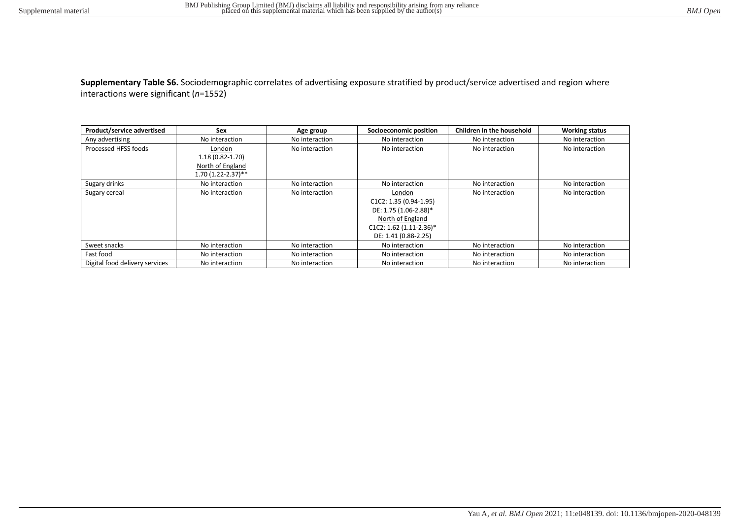**Supplementary Table S6.** Sociodemographic correlates of advertising exposure stratified by product/service advertised and region where interactions were significant (*n*=1552)

| Product/service advertised | Sex | Age group | Socioeconomic position | Children in the household | Working status |
|---|---|---|---|---|---|
| Any advertising | No interaction | No interaction | No interaction | No interaction | No interaction |
| Processed HFSS foods | London<br>1.18 (0.82-1.70)<br>North of England<br>1.70 (1.22-2.37)** | No interaction | No interaction | No interaction | No interaction |
| Sugary drinks | No interaction | No interaction | No interaction | No interaction | No interaction |
| Sugary cereal | No interaction | No interaction | London<br>C1C2: 1.35 (0.94-1.95)<br>DE: 1.75 (1.06-2.88)*<br>North of England<br>C1C2: 1.62 (1.11-2.36)*<br>DE: 1.41 (0.88-2.25) | No interaction | No interaction |
| Sweet snacks | No interaction | No interaction | No interaction | No interaction | No interaction |
| Fast food | No interaction | No interaction | No interaction | No interaction | No interaction |
| Digital food delivery services | No interaction | No interaction | No interaction | No interaction | No interaction |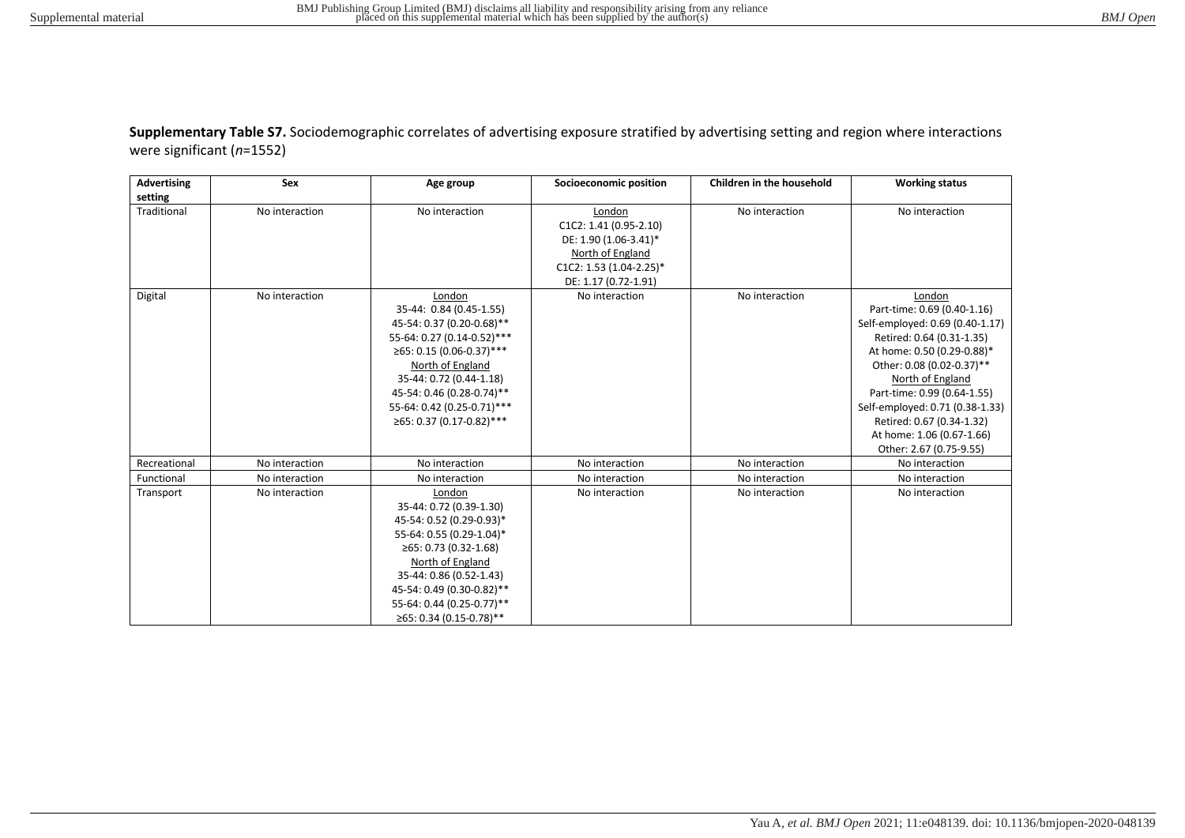**Supplementary Table S7.** Sociodemographic correlates of advertising exposure stratified by advertising setting and region where interactions were significant (*n*=1552)

| Advertising setting | Sex | Age group | Socioeconomic position | Children in the household | Working status |
|---|---|---|---|---|---|
| Traditional | No interaction | No interaction | London<br>C1C2: 1.41 (0.95-2.10)<br>DE: 1.90 (1.06-3.41)*<br>North of England<br>C1C2: 1.53 (1.04-2.25)*<br>DE: 1.17 (0.72-1.91) | No interaction | No interaction |
| Digital | No interaction | London<br>35-44: 0.84 (0.45-1.55)<br>45-54: 0.37 (0.20-0.68)**<br>55-64: 0.27 (0.14-0.52)***<br>≥65: 0.15 (0.06-0.37)***<br>North of England<br>35-44: 0.72 (0.44-1.18)<br>45-54: 0.46 (0.28-0.74)**<br>55-64: 0.42 (0.25-0.71)***<br>≥65: 0.37 (0.17-0.82)*** | No interaction | No interaction | London<br>Part-time: 0.69 (0.40-1.16)<br>Self-employed: 0.69 (0.40-1.17)<br>Retired: 0.64 (0.31-1.35)<br>At home: 0.50 (0.29-0.88)*<br>Other: 0.08 (0.02-0.37)**<br>North of England<br>Part-time: 0.99 (0.64-1.55)<br>Self-employed: 0.71 (0.38-1.33)<br>Retired: 0.67 (0.34-1.32)<br>At home: 1.06 (0.67-1.66)<br>Other: 2.67 (0.75-9.55) |
| Recreational | No interaction | No interaction | No interaction | No interaction | No interaction |
| Functional | No interaction | No interaction | No interaction | No interaction | No interaction |
| Transport | No interaction | London<br>35-44: 0.72 (0.39-1.30)<br>45-54: 0.52 (0.29-0.93)*<br>55-64: 0.55 (0.29-1.04)*<br>≥65: 0.73 (0.32-1.68)<br>North of England<br>35-44: 0.86 (0.52-1.43)<br>45-54: 0.49 (0.30-0.82)**<br>55-64: 0.44 (0.25-0.77)**<br>≥65: 0.34 (0.15-0.78)** | No interaction | No interaction | No interaction |